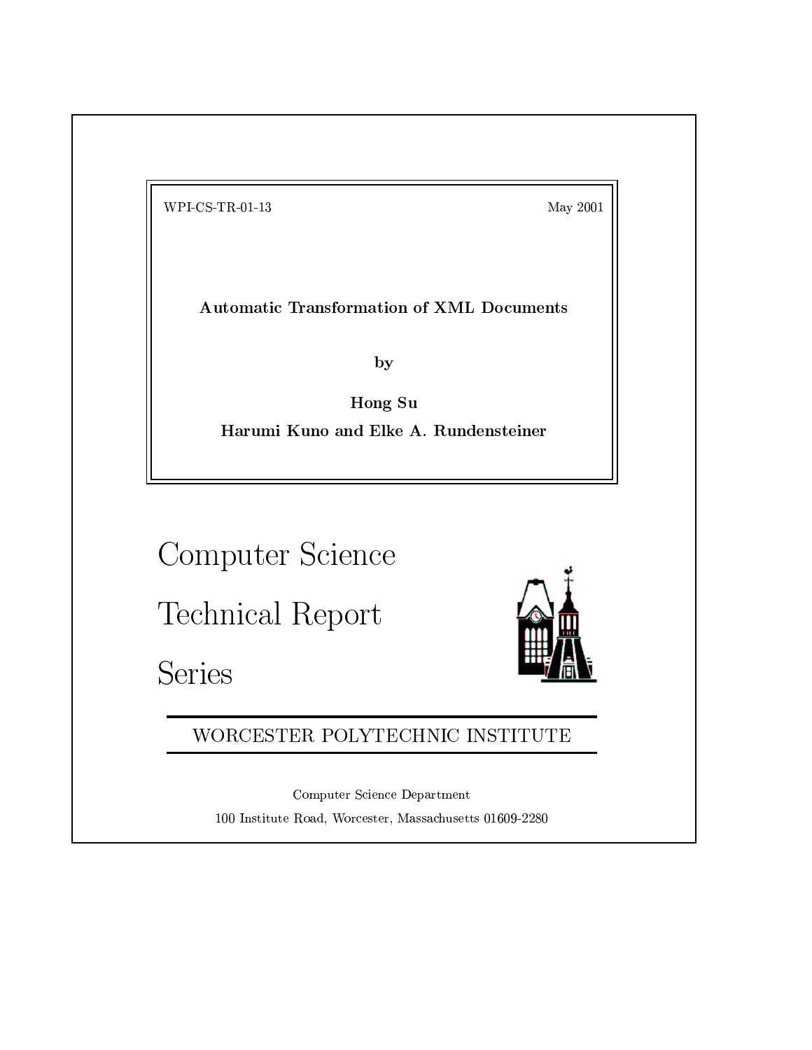WPI-CS-TR-01-13 May 2001

**Automatic Transformation of XML Documents**

**by**

**Hong Su**

**Harumi Kuno and Elke A. Rundensteiner**

# Computer Science Technical Report Series

WORCESTER POLYTECHNIC INSTITUTE

Computer Science Department

100 Institute Road, Worcester, Massachusetts 01609-2280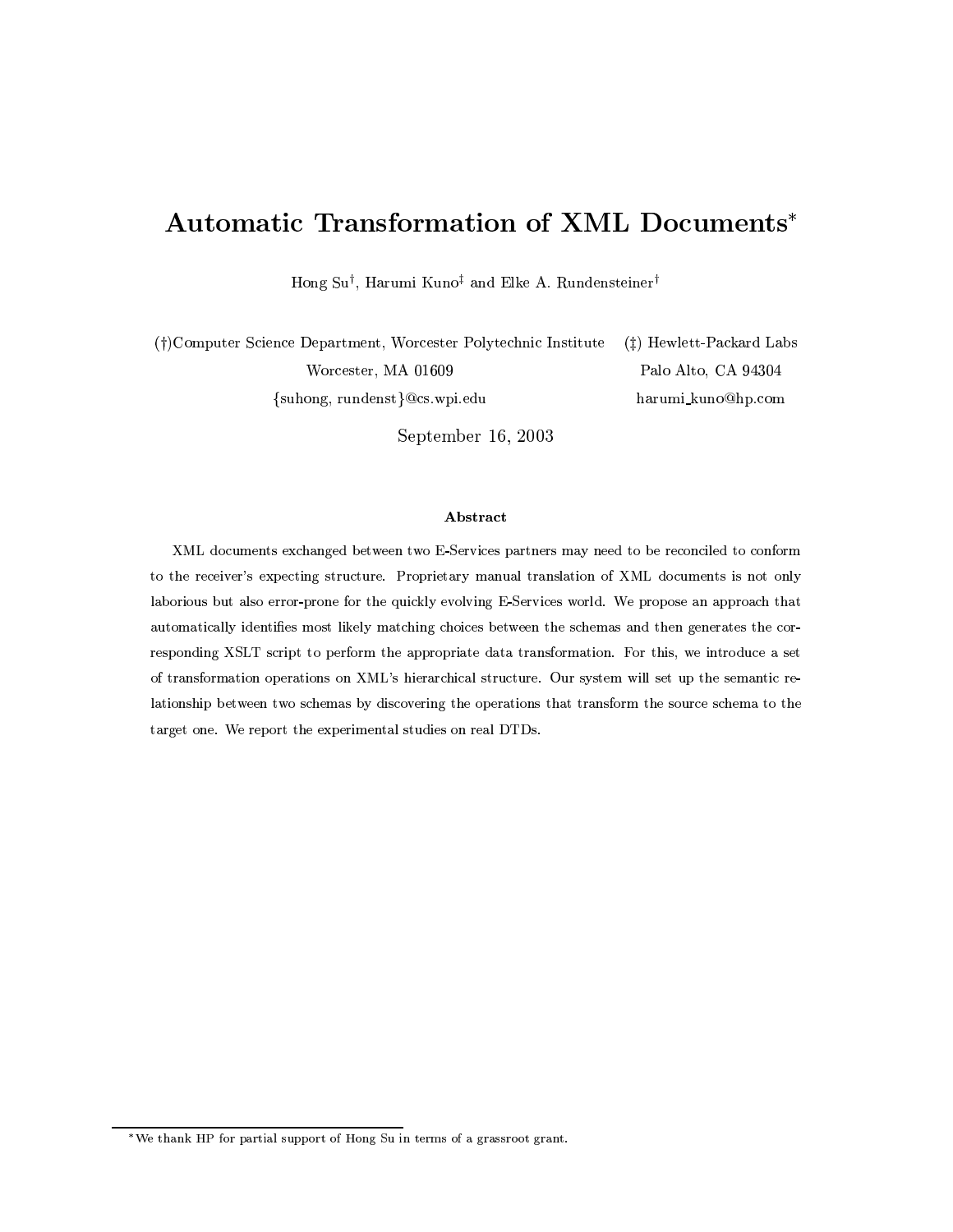# Automatic Transformation of XML Documents*

Hong Su†, Harumi Kuno‡ and Elke A. Rundensteiner†

(†)Computer Science Department, Worcester Polytechnic Institute
Worcester, MA 01609
{suhong, rundenst}@cs.wpi.edu

(‡) Hewlett-Packard Labs
Palo Alto, CA 94304
harumi_kuno@hp.com

September 16, 2003

### Abstract

XML documents exchanged between two E-Services partners may need to be reconciled to conform to the receiver's expecting structure. Proprietary manual translation of XML documents is not only laborious but also error-prone for the quickly evolving E-Services world. We propose an approach that automatically identifies most likely matching choices between the schemas and then generates the corresponding XSLT script to perform the appropriate data transformation. For this, we introduce a set of transformation operations on XML's hierarchical structure. Our system will set up the semantic relationship between two schemas by discovering the operations that transform the source schema to the target one. We report the experimental studies on real DTDs.

*We thank HP for partial support of Hong Su in terms of a grassroot grant.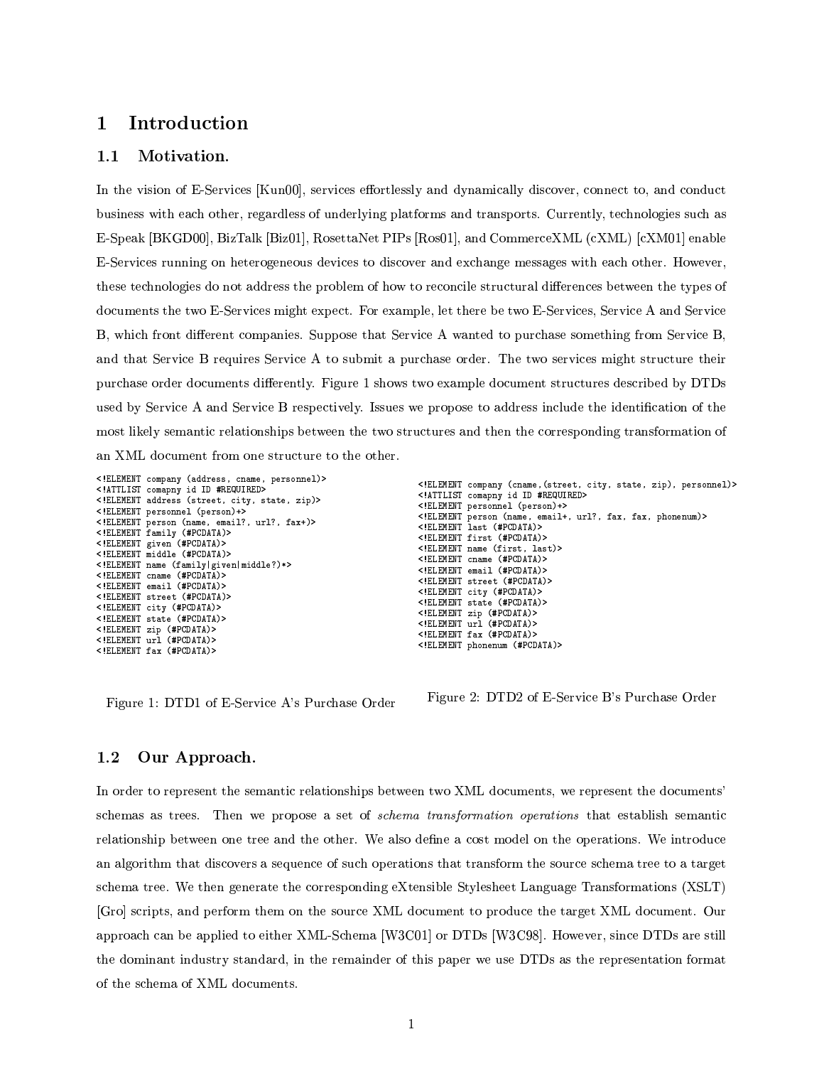# 1 Introduction

## 1.1 Motivation.

In the vision of E-Services [Kun00], services effortlessly and dynamically discover, connect to, and conduct business with each other, regardless of underlying platforms and transports. Currently, technologies such as E-Speak [BKGD00], BizTalk [Biz01], RosettaNet PIPs [Ros01], and CommerceXML (cXML) [cXM01] enable E-Services running on heterogeneous devices to discover and exchange messages with each other. However, these technologies do not address the problem of how to reconcile structural differences between the types of documents the two E-Services might expect. For example, let there be two E-Services, Service A and Service B, which front different companies. Suppose that Service A wanted to purchase something from Service B, and that Service B requires Service A to submit a purchase order. The two services might structure their purchase order documents differently. Figure 1 shows two example document structures described by DTDs used by Service A and Service B respectively. Issues we propose to address include the identification of the most likely semantic relationships between the two structures and then the corresponding transformation of an XML document from one structure to the other.

```
<!ELEMENT company (address, cname, personnel)>
<!ATTLIST comapny id ID #REQUIRED>
<!ELEMENT address (street, city, state, zip)>
<!ELEMENT personnel (person)+>
<!ELEMENT person (name, email?, url?, fax+)>
<!ELEMENT family (#PCDATA)>
<!ELEMENT given (#PCDATA)>
<!ELEMENT middle (#PCDATA)>
<!ELEMENT name (family|given|middle?)*>
<!ELEMENT cname (#PCDATA)>
<!ELEMENT email (#PCDATA)>
<!ELEMENT street (#PCDATA)>
<!ELEMENT city (#PCDATA)>
<!ELEMENT state (#PCDATA)>
<!ELEMENT zip (#PCDATA)>
<!ELEMENT url (#PCDATA)>
<!ELEMENT fax (#PCDATA)>
```

Figure 1: DTD1 of E-Service A's Purchase Order

```
<!ELEMENT company (cname,(street, city, state, zip), personnel)>
<!ATTLIST comapny id ID #REQUIRED>
<!ELEMENT personnel (person)+>
<!ELEMENT person (name, email+, url?, fax, fax, phonenum)>
<!ELEMENT last (#PCDATA)>
<!ELEMENT first (#PCDATA)>
<!ELEMENT name (first, last)>
<!ELEMENT cname (#PCDATA)>
<!ELEMENT email (#PCDATA)>
<!ELEMENT street (#PCDATA)>
<!ELEMENT city (#PCDATA)>
<!ELEMENT state (#PCDATA)>
<!ELEMENT zip (#PCDATA)>
<!ELEMENT url (#PCDATA)>
<!ELEMENT fax (#PCDATA)>
<!ELEMENT phonenum (#PCDATA)>
```

Figure 2: DTD2 of E-Service B's Purchase Order

## 1.2 Our Approach.

In order to represent the semantic relationships between two XML documents, we represent the documents' schemas as trees. Then we propose a set of *schema transformation operations* that establish semantic relationship between one tree and the other. We also define a cost model on the operations. We introduce an algorithm that discovers a sequence of such operations that transform the source schema tree to a target schema tree. We then generate the corresponding eXtensible Stylesheet Language Transformations (XSLT) [Gro] scripts, and perform them on the source XML document to produce the target XML document. Our approach can be applied to either XML-Schema [W3C01] or DTDs [W3C98]. However, since DTDs are still the dominant industry standard, in the remainder of this paper we use DTDs as the representation format of the schema of XML documents.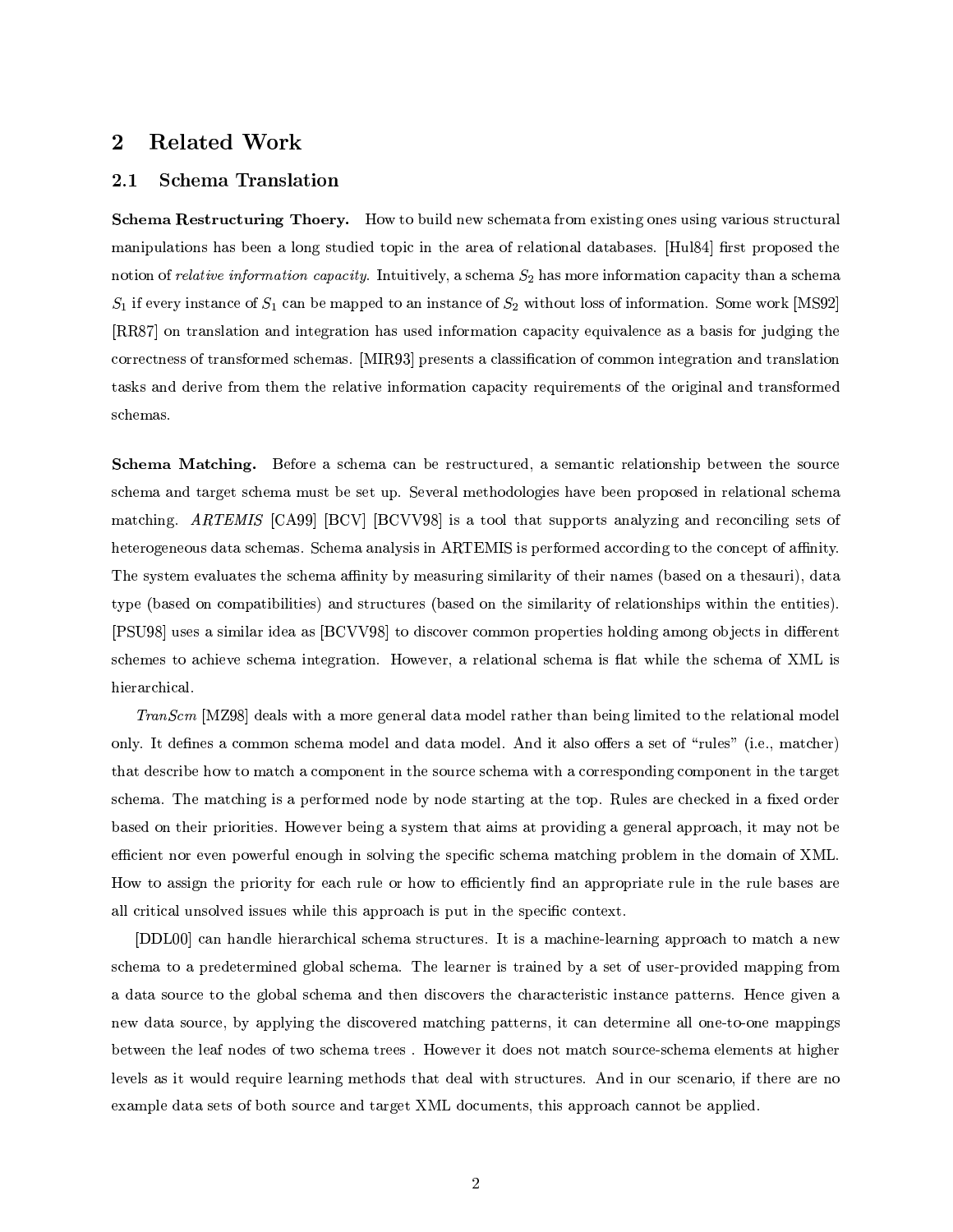## 2 Related Work

### 2.1 Schema Translation

**Schema Restructuring Thoery.** How to build new schemata from existing ones using various structural manipulations has been a long studied topic in the area of relational databases. [Hul84] first proposed the notion of *relative information capacity*. Intuitively, a schema $S_2$ has more information capacity than a schema $S_1$ if every instance of $S_1$ can be mapped to an instance of $S_2$ without loss of information. Some work [MS92] [RR87] on translation and integration has used information capacity equivalence as a basis for judging the correctness of transformed schemas. [MIR93] presents a classification of common integration and translation tasks and derive from them the relative information capacity requirements of the original and transformed schemas.

**Schema Matching.** Before a schema can be restructured, a semantic relationship between the source schema and target schema must be set up. Several methodologies have been proposed in relational schema matching. *ARTEMIS* [CA99] [BCV] [BCVV98] is a tool that supports analyzing and reconciling sets of heterogeneous data schemas. Schema analysis in ARTEMIS is performed according to the concept of affinity. The system evaluates the schema affinity by measuring similarity of their names (based on a thesauri), data type (based on compatibilities) and structures (based on the similarity of relationships within the entities). [PSU98] uses a similar idea as [BCVV98] to discover common properties holding among objects in different schemes to achieve schema integration. However, a relational schema is flat while the schema of XML is hierarchical.

*TranScm* [MZ98] deals with a more general data model rather than being limited to the relational model only. It defines a common schema model and data model. And it also offers a set of "rules" (i.e., matcher) that describe how to match a component in the source schema with a corresponding component in the target schema. The matching is a performed node by node starting at the top. Rules are checked in a fixed order based on their priorities. However being a system that aims at providing a general approach, it may not be efficient nor even powerful enough in solving the specific schema matching problem in the domain of XML. How to assign the priority for each rule or how to efficiently find an appropriate rule in the rule bases are all critical unsolved issues while this approach is put in the specific context.

[DDL00] can handle hierarchical schema structures. It is a machine-learning approach to match a new schema to a predetermined global schema. The learner is trained by a set of user-provided mapping from a data source to the global schema and then discovers the characteristic instance patterns. Hence given a new data source, by applying the discovered matching patterns, it can determine all one-to-one mappings between the leaf nodes of two schema trees . However it does not match source-schema elements at higher levels as it would require learning methods that deal with structures. And in our scenario, if there are no example data sets of both source and target XML documents, this approach cannot be applied.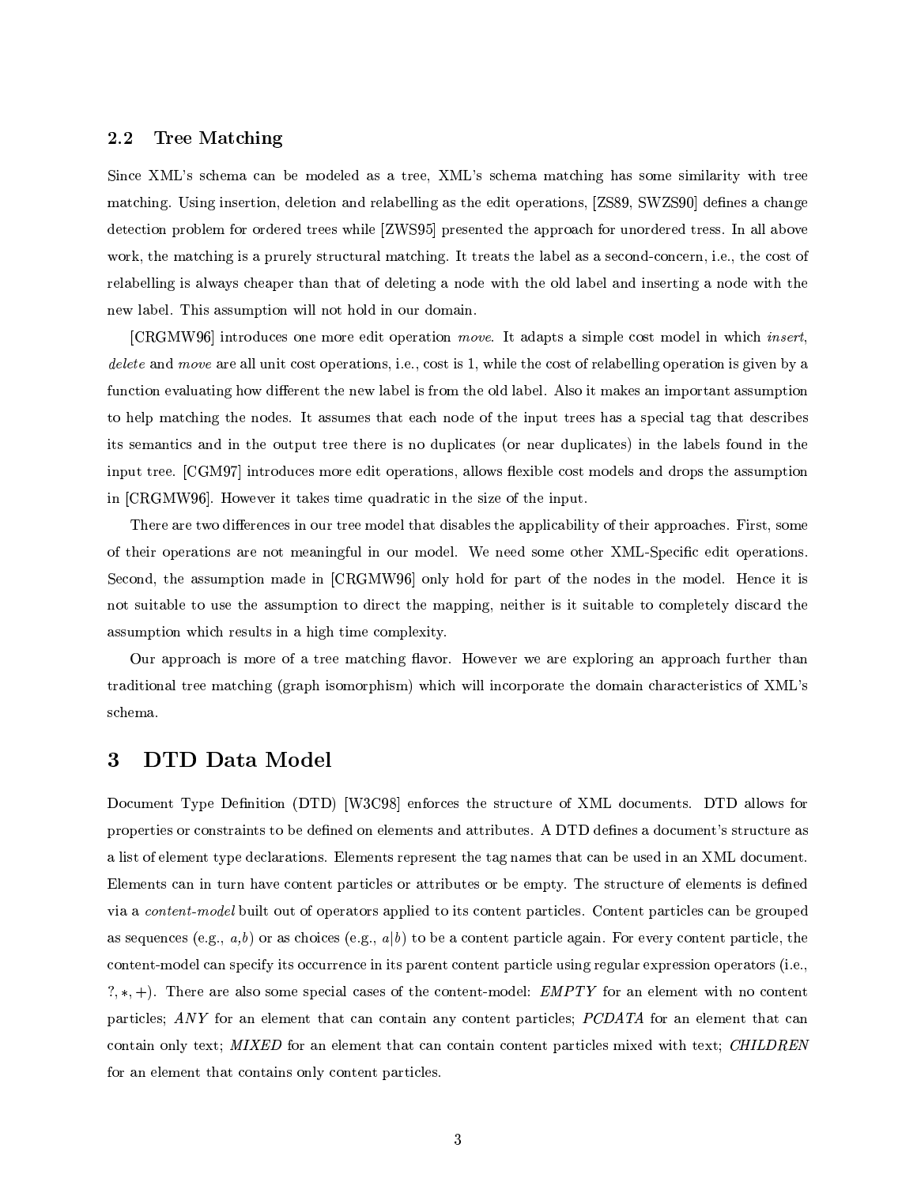## 2.2 Tree Matching

Since XML's schema can be modeled as a tree, XML's schema matching has some similarity with tree matching. Using insertion, deletion and relabelling as the edit operations, [ZS89, SWZS90] defines a change detection problem for ordered trees while [ZWS95] presented the approach for unordered tress. In all above work, the matching is a prurely structural matching. It treats the label as a second-concern, i.e., the cost of relabelling is always cheaper than that of deleting a node with the old label and inserting a node with the new label. This assumption will not hold in our domain.

[CRGMW96] introduces one more edit operation *move*. It adapts a simple cost model in which *insert*, *delete* and *move* are all unit cost operations, i.e., cost is 1, while the cost of relabelling operation is given by a function evaluating how different the new label is from the old label. Also it makes an important assumption to help matching the nodes. It assumes that each node of the input trees has a special tag that describes its semantics and in the output tree there is no duplicates (or near duplicates) in the labels found in the input tree. [CGM97] introduces more edit operations, allows flexible cost models and drops the assumption in [CRGMW96]. However it takes time quadratic in the size of the input.

There are two differences in our tree model that disables the applicability of their approaches. First, some of their operations are not meaningful in our model. We need some other XML-Specific edit operations. Second, the assumption made in [CRGMW96] only hold for part of the nodes in the model. Hence it is not suitable to use the assumption to direct the mapping, neither is it suitable to completely discard the assumption which results in a high time complexity.

Our approach is more of a tree matching flavor. However we are exploring an approach further than traditional tree matching (graph isomorphism) which will incorporate the domain characteristics of XML's schema.

# 3 DTD Data Model

Document Type Definition (DTD) [W3C98] enforces the structure of XML documents. DTD allows for properties or constraints to be defined on elements and attributes. A DTD defines a document's structure as a list of element type declarations. Elements represent the tag names that can be used in an XML document. Elements can in turn have content particles or attributes or be empty. The structure of elements is defined via a *content-model* built out of operators applied to its content particles. Content particles can be grouped as sequences (e.g., *a,b*) or as choices (e.g., $a|b$) to be a content particle again. For every content particle, the content-model can specify its occurrence in its parent content particle using regular expression operators (i.e., $?, *, +$). There are also some special cases of the content-model: *EMPTY* for an element with no content particles; *ANY* for an element that can contain any content particles; *PCDATA* for an element that can contain only text; *MIXED* for an element that can contain content particles mixed with text; *CHILDREN* for an element that contains only content particles.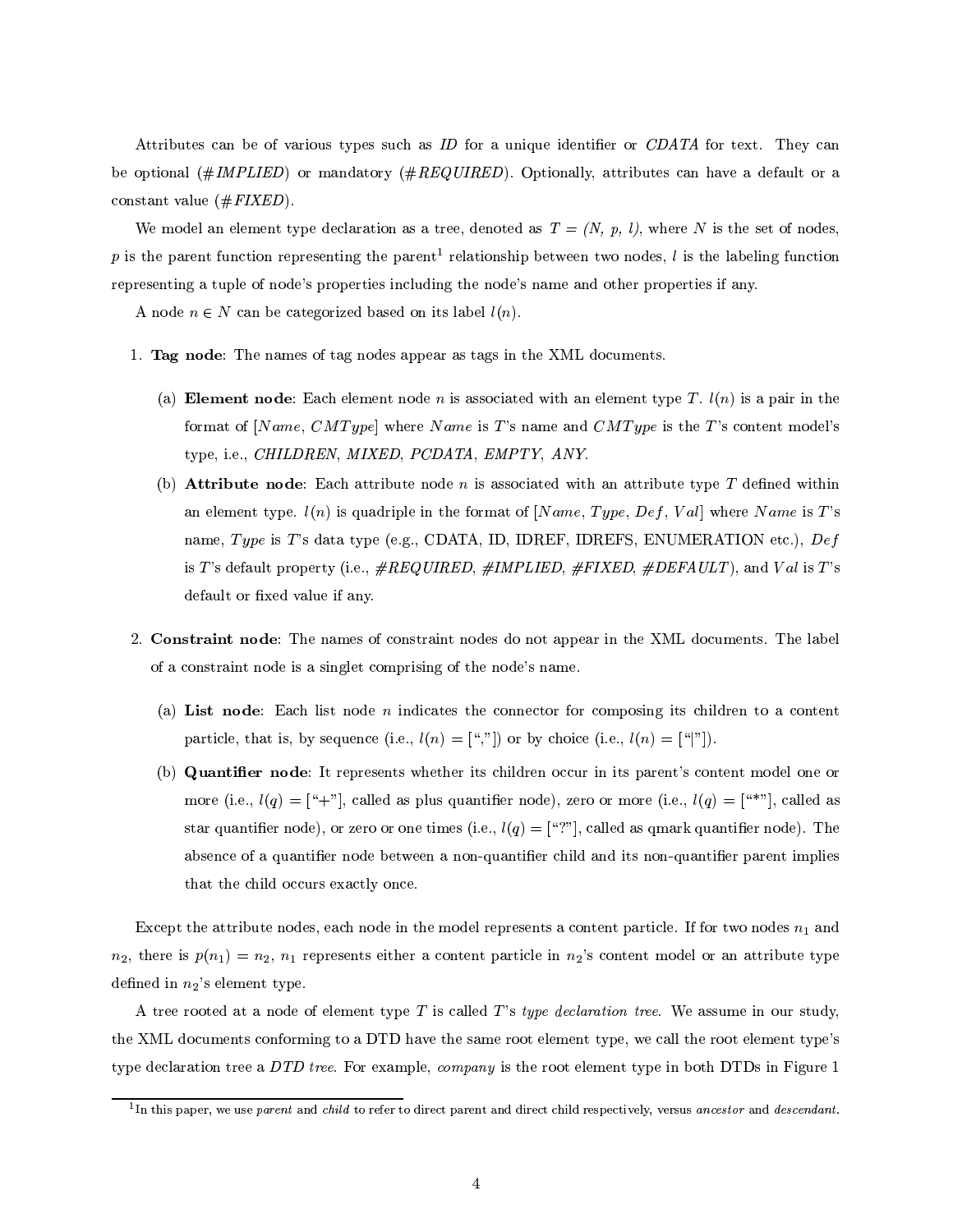Attributes can be of various types such as *ID* for a unique identifier or *CDATA* for text. They can be optional (*#IMPLIED*) or mandatory (*#REQUIRED*). Optionally, attributes can have a default or a constant value (*#FIXED*).

We model an element type declaration as a tree, denoted as $T = (N, p, l)$, where $N$ is the set of nodes, $p$ is the parent function representing the parent[1] relationship between two nodes, $l$ is the labeling function representing a tuple of node's properties including the node's name and other properties if any.

A node $n \in N$ can be categorized based on its label $l(n)$.

1. **Tag node**: The names of tag nodes appear as tags in the XML documents.

   (a) **Element node**: Each element node $n$ is associated with an element type $T$. $l(n)$ is a pair in the format of $[Name, CMType]$ where $Name$ is $T$'s name and $CMType$ is the $T$'s content model's type, i.e., *CHILDREN, MIXED, PCDATA, EMPTY, ANY*.

   (b) **Attribute node**: Each attribute node $n$ is associated with an attribute type $T$ defined within an element type. $l(n)$ is quadriple in the format of $[Name, Type, Def, Val]$ where $Name$ is $T$'s name, $Type$ is $T$'s data type (e.g., CDATA, ID, IDREF, IDREFS, ENUMERATION etc.), $Def$ is $T$'s default property (i.e., *#REQUIRED, #IMPLIED, #FIXED, #DEFAULT*), and $Val$ is $T$'s default or fixed value if any.

2. **Constraint node**: The names of constraint nodes do not appear in the XML documents. The label of a constraint node is a singlet comprising of the node's name.

   (a) **List node**: Each list node $n$ indicates the connector for composing its children to a content particle, that is, by sequence (i.e., $l(n) = [$","$]$) or by choice (i.e., $l(n) = [$"|"$]$).

   (b) **Quantifier node**: It represents whether its children occur in its parent's content model one or more (i.e., $l(q) = [$"+"$]$, called as plus quantifier node), zero or more (i.e., $l(q) = [$"*"$]$, called as star quantifier node), or zero or one times (i.e., $l(q) = [$"?"$]$, called as qmark quantifier node). The absence of a quantifier node between a non-quantifier child and its non-quantifier parent implies that the child occurs exactly once.

Except the attribute nodes, each node in the model represents a content particle. If for two nodes $n_1$ and $n_2$, there is $p(n_1) = n_2$, $n_1$ represents either a content particle in $n_2$'s content model or an attribute type defined in $n_2$'s element type.

A tree rooted at a node of element type $T$ is called $T$'s *type declaration tree*. We assume in our study, the XML documents conforming to a DTD have the same root element type, we call the root element type's type declaration tree a *DTD tree*. For example, *company* is the root element type in both DTDs in Figure 1

[1] In this paper, we use *parent* and *child* to refer to direct parent and direct child respectively, versus *ancestor* and *descendant*.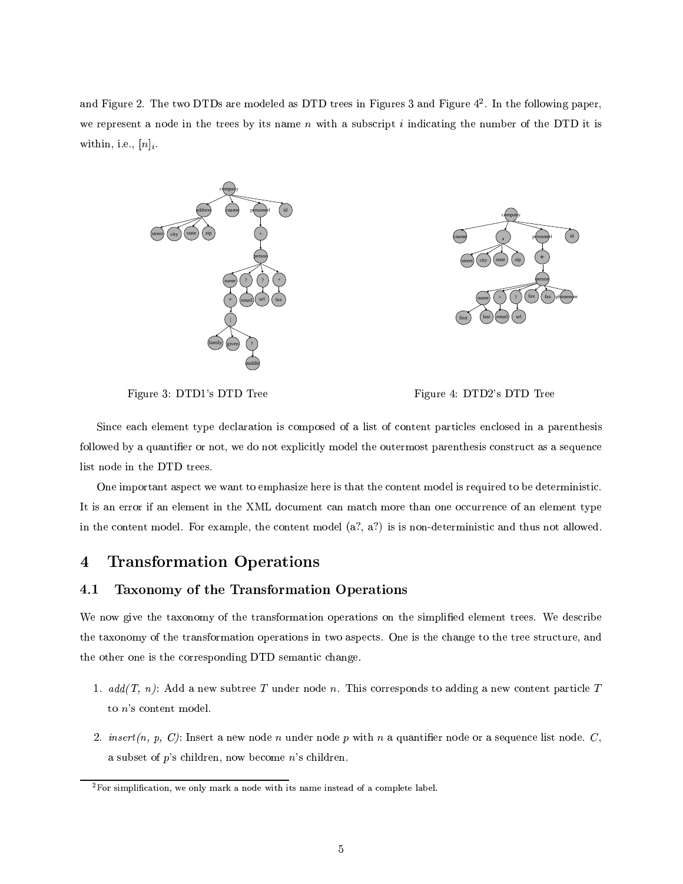and Figure 2. The two DTDs are modeled as DTD trees in Figures 3 and Figure 4[2]. In the following paper, we represent a node in the trees by its name $n$ with a subscript $i$ indicating the number of the DTD it is within, i.e., $[n]_i$.

Figure 3: DTD1's DTD Tree

Figure 4: DTD2's DTD Tree

Since each element type declaration is composed of a list of content particles enclosed in a parenthesis followed by a quantifier or not, we do not explicitly model the outermost parenthesis construct as a sequence list node in the DTD trees.

One important aspect we want to emphasize here is that the content model is required to be deterministic. It is an error if an element in the XML document can match more than one occurrence of an element type in the content model. For example, the content model (a?, a?) is is non-deterministic and thus not allowed.

# 4 Transformation Operations

## 4.1 Taxonomy of the Transformation Operations

We now give the taxonomy of the transformation operations on the simplified element trees. We describe the taxonomy of the transformation operations in two aspects. One is the change to the tree structure, and the other one is the corresponding DTD semantic change.

1. *add(T, n)*: Add a new subtree $T$ under node $n$. This corresponds to adding a new content particle $T$ to $n$'s content model.
2. *insert(n, p, C)*: Insert a new node $n$ under node $p$ with $n$ a quantifier node or a sequence list node. $C$, a subset of $p$'s children, now become $n$'s children.

[2] For simplification, we only mark a node with its name instead of a complete label.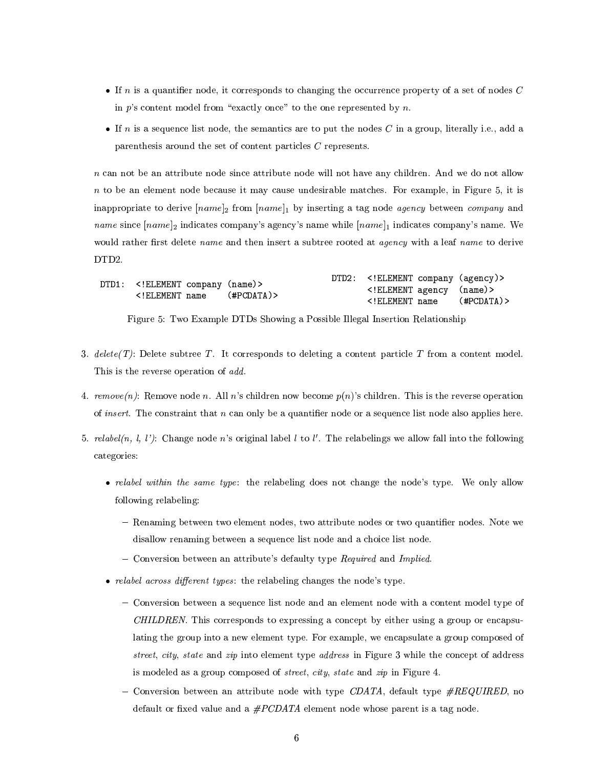- If $n$ is a quantifier node, it corresponds to changing the occurrence property of a set of nodes $C$ in $p$'s content model from "exactly once" to the one represented by $n$.
- If $n$ is a sequence list node, the semantics are to put the nodes $C$ in a group, literally i.e., add a parenthesis around the set of content particles $C$ represents.

$n$ can not be an attribute node since attribute node will not have any children. And we do not allow $n$ to be an element node because it may cause undesirable matches. For example, in Figure 5, it is inappropriate to derive $[name]_2$ from $[name]_1$ by inserting a tag node *agency* between *company* and *name* since $[name]_2$ indicates company's agency's name while $[name]_1$ indicates company's name. We would rather first delete *name* and then insert a subtree rooted at *agency* with a leaf *name* to derive DTD2.

```
DTD1:  <!ELEMENT company (name)>
       <!ELEMENT name    (#PCDATA)>
```

```
DTD2:  <!ELEMENT company (agency)>
       <!ELEMENT agency  (name)>
       <!ELEMENT name    (#PCDATA)>
```

Figure 5: Two Example DTDs Showing a Possible Illegal Insertion Relationship

3. *delete(T)*: Delete subtree $T$. It corresponds to deleting a content particle $T$ from a content model. This is the reverse operation of *add*.

4. *remove(n)*: Remove node $n$. All $n$'s children now become $p(n)$'s children. This is the reverse operation of *insert*. The constraint that $n$ can only be a quantifier node or a sequence list node also applies here.

5. *relabel(n, l, l')*: Change node $n$'s original label $l$ to $l'$. The relabelings we allow fall into the following categories:

   - *relabel within the same type*: the relabeling does not change the node's type. We only allow following relabeling:
     - Renaming between two element nodes, two attribute nodes or two quantifier nodes. Note we disallow renaming between a sequence list node and a choice list node.
     - Conversion between an attribute's defaulty type *Required* and *Implied*.
   - *relabel across different types*: the relabeling changes the node's type.
     - Conversion between a sequence list node and an element node with a content model type of *CHILDREN*. This corresponds to expressing a concept by either using a group or encapsulating the group into a new element type. For example, we encapsulate a group composed of *street*, *city*, *state* and *zip* into element type *address* in Figure 3 while the concept of address is modeled as a group composed of *street*, *city*, *state* and *zip* in Figure 4.
     - Conversion between an attribute node with type *CDATA*, default type *#REQUIRED*, no default or fixed value and a *#PCDATA* element node whose parent is a tag node.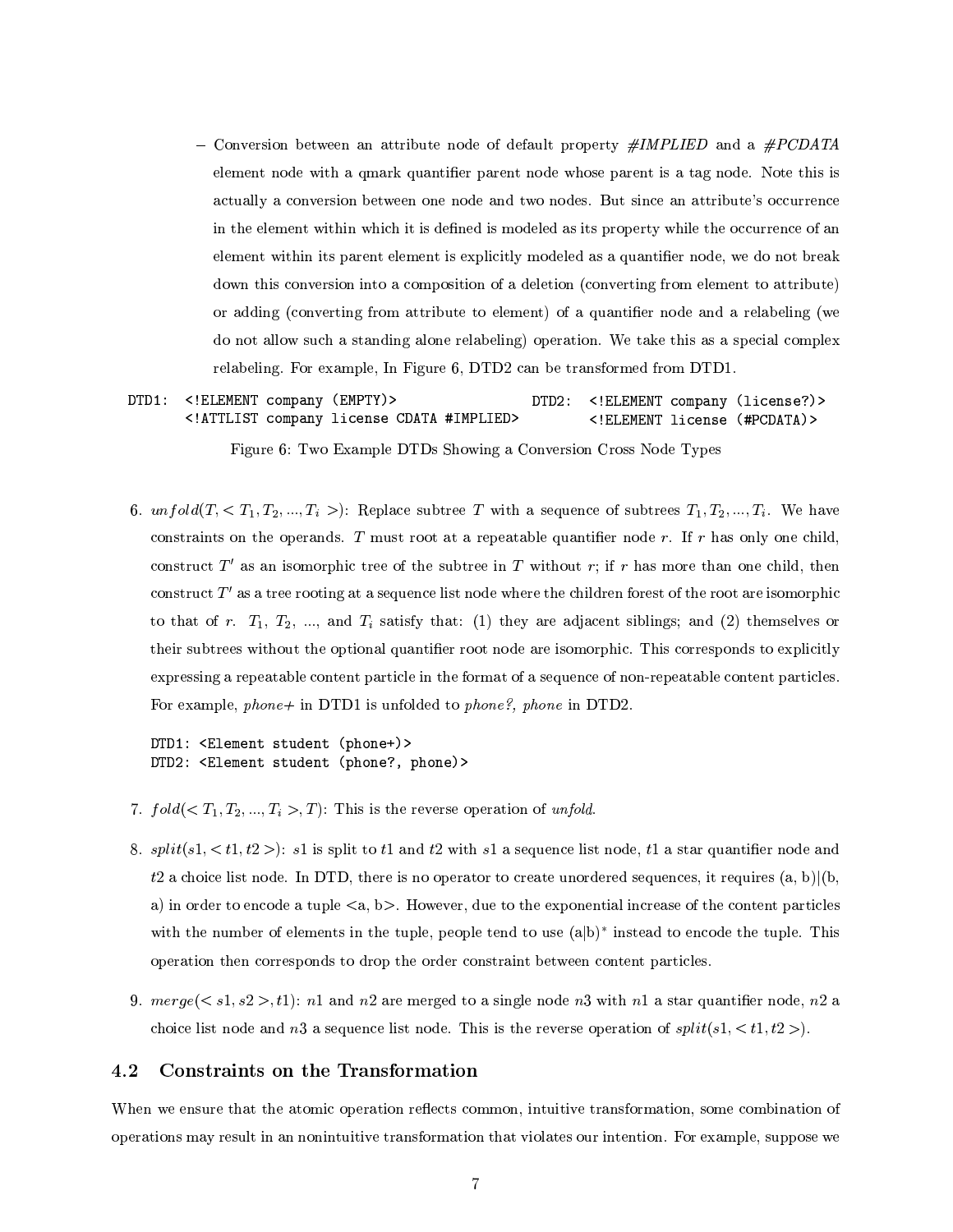- Conversion between an attribute node of default property *#IMPLIED* and a *#PCDATA* element node with a qmark quantifier parent node whose parent is a tag node. Note this is actually a conversion between one node and two nodes. But since an attribute's occurrence in the element within which it is defined is modeled as its property while the occurrence of an element within its parent element is explicitly modeled as a quantifier node, we do not break down this conversion into a composition of a deletion (converting from element to attribute) or adding (converting from attribute to element) of a quantifier node and a relabeling (we do not allow such a standing alone relabeling) operation. We take this as a special complex relabeling. For example, In Figure 6, DTD2 can be transformed from DTD1.

```
DTD1:  <!ELEMENT company (EMPTY)>                 DTD2:  <!ELEMENT company (license?)>
       <!ATTLIST company license CDATA #IMPLIED>         <!ELEMENT license (#PCDATA)>
```

Figure 6: Two Example DTDs Showing a Conversion Cross Node Types

6. *unfold*($T, < T_1, T_2, ..., T_i >$): Replace subtree $T$ with a sequence of subtrees $T_1, T_2, ..., T_i$. We have constraints on the operands. $T$ must root at a repeatable quantifier node $r$. If $r$ has only one child, construct $T'$ as an isomorphic tree of the subtree in $T$ without $r$; if $r$ has more than one child, then construct $T'$ as a tree rooting at a sequence list node where the children forest of the root are isomorphic to that of $r$. $T_1$, $T_2$, ..., and $T_i$ satisfy that: (1) they are adjacent siblings; and (2) themselves or their subtrees without the optional quantifier root node are isomorphic. This corresponds to explicitly expressing a repeatable content particle in the format of a sequence of non-repeatable content particles. For example, *phone+* in DTD1 is unfolded to *phone?, phone* in DTD2.

```
DTD1: <Element student (phone+)>
DTD2: <Element student (phone?, phone)>
```

7. *fold*($< T_1, T_2, ..., T_i >, T$): This is the reverse operation of *unfold*.

8. *split*($s1, < t1, t2 >$): $s1$ is split to $t1$ and $t2$ with $s1$ a sequence list node, $t1$ a star quantifier node and $t2$ a choice list node. In DTD, there is no operator to create unordered sequences, it requires (a, b)|(b, a) in order to encode a tuple <a, b>. However, due to the exponential increase of the content particles with the number of elements in the tuple, people tend to use $(a|b)^*$ instead to encode the tuple. This operation then corresponds to drop the order constraint between content particles.

9. *merge*($< s1, s2 >, t1$): $n1$ and $n2$ are merged to a single node $n3$ with $n1$ a star quantifier node, $n2$ a choice list node and $n3$ a sequence list node. This is the reverse operation of *split*($s1, < t1, t2 >$).

## 4.2 Constraints on the Transformation

When we ensure that the atomic operation reflects common, intuitive transformation, some combination of operations may result in an nonintuitive transformation that violates our intention. For example, suppose we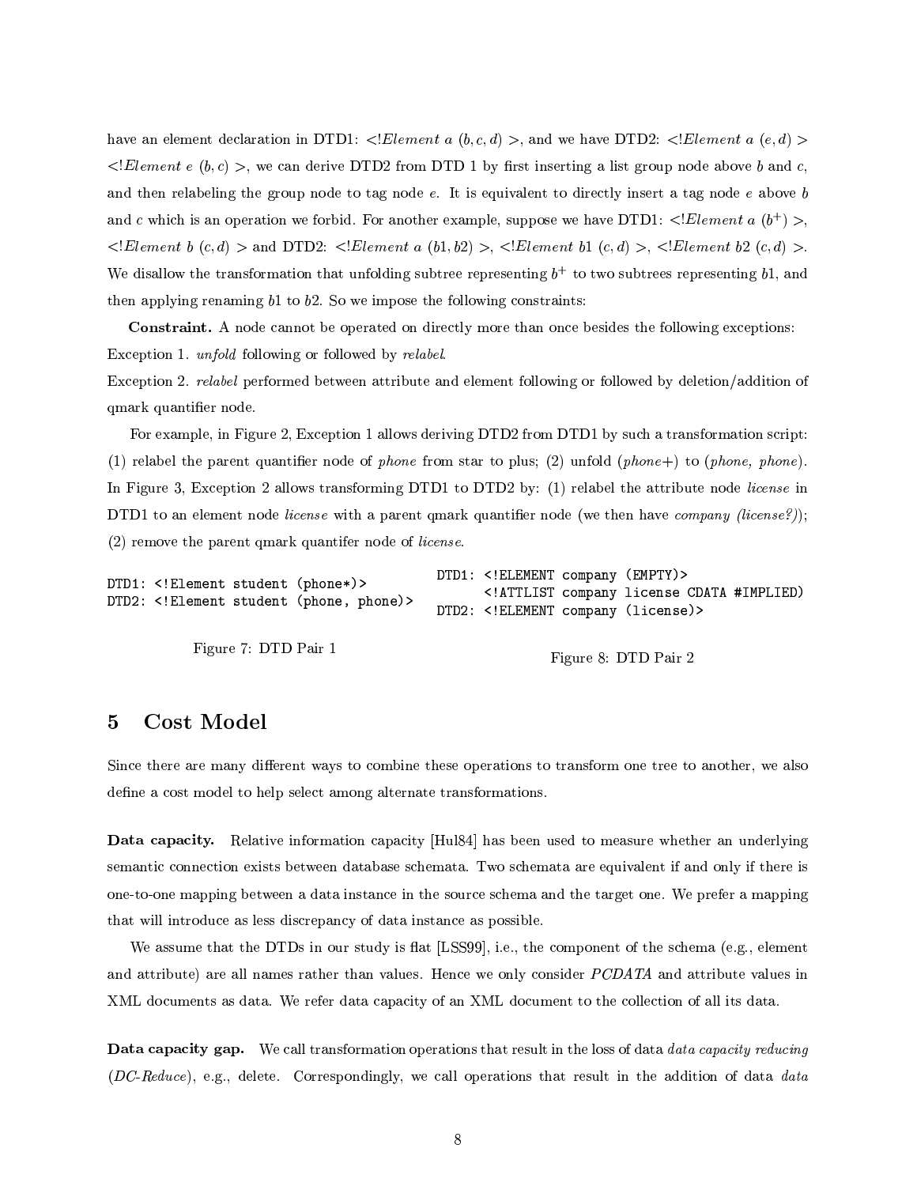have an element declaration in DTD1: <!*Element a* $(b, c, d)$ >, and we have DTD2: <!*Element a* $(e, d)$ > <!*Element e* $(b, c)$ >, we can derive DTD2 from DTD 1 by first inserting a list group node above $b$ and $c$, and then relabeling the group node to tag node $e$. It is equivalent to directly insert a tag node $e$ above $b$ and $c$ which is an operation we forbid. For another example, suppose we have DTD1: <!*Element a* $(b^+)$ >, <!*Element b* $(c, d)$ > and DTD2: <!*Element a* $(b1, b2)$ >, <!*Element b1* $(c, d)$ >, <!*Element b2* $(c, d)$ >. We disallow the transformation that unfolding subtree representing $b^+$ to two subtrees representing $b1$, and then applying renaming $b1$ to $b2$. So we impose the following constraints:

**Constraint.** A node cannot be operated on directly more than once besides the following exceptions:
Exception 1. *unfold* following or followed by *relabel*.
Exception 2. *relabel* performed between attribute and element following or followed by deletion/addition of qmark quantifier node.

For example, in Figure 2, Exception 1 allows deriving DTD2 from DTD1 by such a transformation script: (1) relabel the parent quantifier node of *phone* from star to plus; (2) unfold (*phone*+) to (*phone, phone*). In Figure 3, Exception 2 allows transforming DTD1 to DTD2 by: (1) relabel the attribute node *license* in DTD1 to an element node *license* with a parent qmark quantifier node (we then have *company (license?)*); (2) remove the parent qmark quantifer node of *license*.

```
DTD1: <!Element student (phone*)>
DTD2: <!Element student (phone, phone)>
```

Figure 7: DTD Pair 1

```
DTD1: <!ELEMENT company (EMPTY)>
      <!ATTLIST company license CDATA #IMPLIED)
DTD2: <!ELEMENT company (license)>
```

Figure 8: DTD Pair 2

## 5 Cost Model

Since there are many different ways to combine these operations to transform one tree to another, we also define a cost model to help select among alternate transformations.

**Data capacity.** Relative information capacity [Hul84] has been used to measure whether an underlying semantic connection exists between database schemata. Two schemata are equivalent if and only if there is one-to-one mapping between a data instance in the source schema and the target one. We prefer a mapping that will introduce as less discrepancy of data instance as possible.

We assume that the DTDs in our study is flat [LSS99], i.e., the component of the schema (e.g., element and attribute) are all names rather than values. Hence we only consider *PCDATA* and attribute values in XML documents as data. We refer data capacity of an XML document to the collection of all its data.

**Data capacity gap.** We call transformation operations that result in the loss of data *data capacity reducing* (*DC-Reduce*), e.g., delete. Correspondingly, we call operations that result in the addition of data *data*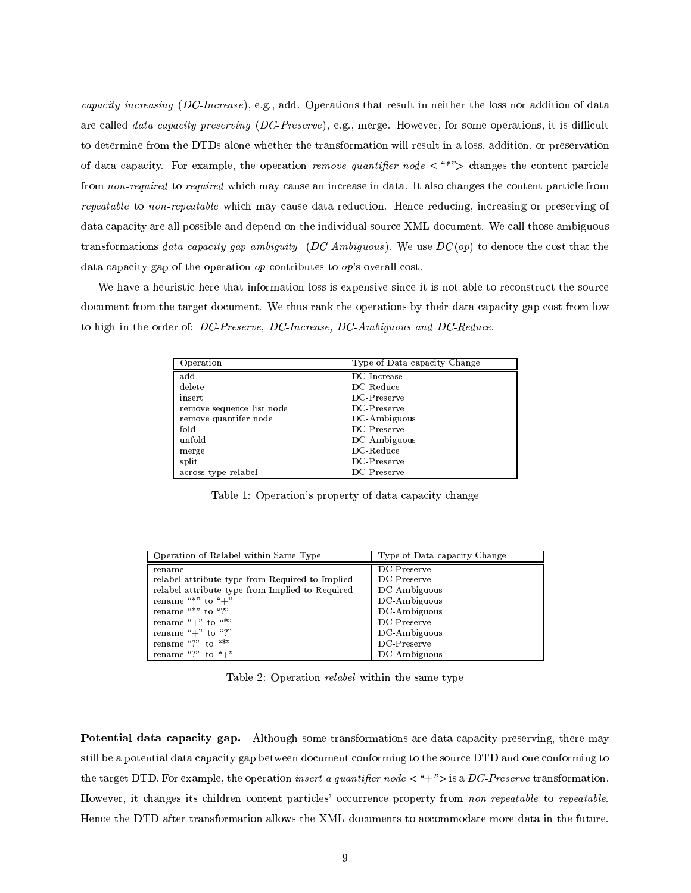*capacity increasing* (*DC-Increase*), e.g., add. Operations that result in neither the loss nor addition of data are called *data capacity preserving* (*DC-Preserve*), e.g., merge. However, for some operations, it is difficult to determine from the DTDs alone whether the transformation will result in a loss, addition, or preservation of data capacity. For example, the operation *remove quantifier node* <"*"> changes the content particle from *non-required* to *required* which may cause an increase in data. It also changes the content particle from *repeatable* to *non-repeatable* which may cause data reduction. Hence reducing, increasing or preserving of data capacity are all possible and depend on the individual source XML document. We call those ambiguous transformations *data capacity gap ambiguity* (*DC-Ambiguous*). We use $DC(op)$ to denote the cost that the data capacity gap of the operation *op* contributes to *op*'s overall cost.

We have a heuristic here that information loss is expensive since it is not able to reconstruct the source document from the target document. We thus rank the operations by their data capacity gap cost from low to high in the order of: *DC-Preserve, DC-Increase, DC-Ambiguous and DC-Reduce.*

| Operation | Type of Data capacity Change |
|---|---|
| add | DC-Increase |
| delete | DC-Reduce |
| insert | DC-Preserve |
| remove sequence list node | DC-Preserve |
| remove quantifer node | DC-Ambiguous |
| fold | DC-Preserve |
| unfold | DC-Ambiguous |
| merge | DC-Reduce |
| split | DC-Preserve |
| across type relabel | DC-Preserve |

Table 1: Operation's property of data capacity change

| Operation of Relabel within Same Type | Type of Data capacity Change |
|---|---|
| rename | DC-Preserve |
| relabel attribute type from Required to Implied | DC-Preserve |
| relabel attribute type from Implied to Required | DC-Ambiguous |
| rename "*" to "+" | DC-Ambiguous |
| rename "*" to "?" | DC-Ambiguous |
| rename "+" to "*" | DC-Preserve |
| rename "+" to "?" | DC-Ambiguous |
| rename "?" to "*" | DC-Preserve |
| rename "?" to "+" | DC-Ambiguous |

Table 2: Operation *relabel* within the same type

**Potential data capacity gap.** Although some transformations are data capacity preserving, there may still be a potential data capacity gap between document conforming to the source DTD and one conforming to the target DTD. For example, the operation *insert a quantifier node* <"+"> is a *DC-Preserve* transformation. However, it changes its children content particles' occurrence property from *non-repeatable* to *repeatable*. Hence the DTD after transformation allows the XML documents to accommodate more data in the future.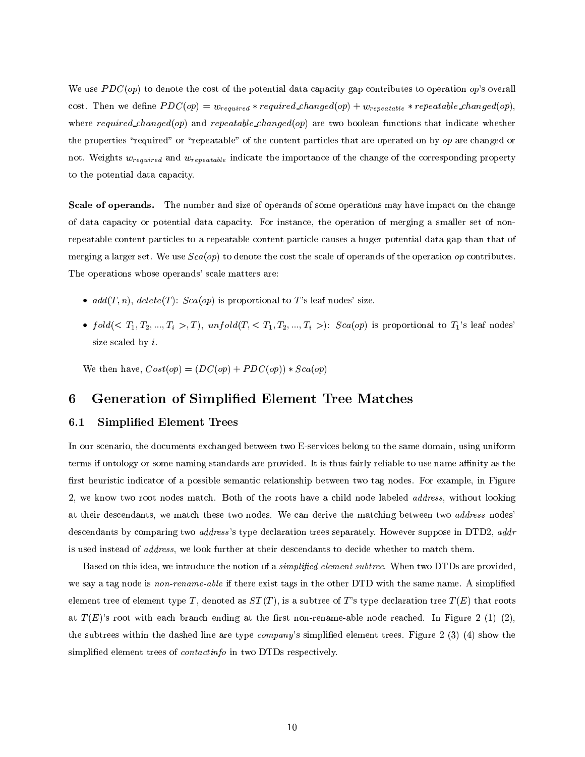We use $PDC(op)$ to denote the cost of the potential data capacity gap contributes to operation *op*'s overall cost. Then we define $PDC(op) = w_{required} * required\_changed(op) + w_{repeatable} * repeatable\_changed(op)$, where $required\_changed(op)$ and $repeatable\_changed(op)$ are two boolean functions that indicate whether the properties "required" or "repeatable" of the content particles that are operated on by *op* are changed or not. Weights $w_{required}$ and $w_{repeatable}$ indicate the importance of the change of the corresponding property to the potential data capacity.

**Scale of operands.** The number and size of operands of some operations may have impact on the change of data capacity or potential data capacity. For instance, the operation of merging a smaller set of non-repeatable content particles to a repeatable content particle causes a huger potential data gap than that of merging a larger set. We use $Sca(op)$ to denote the cost the scale of operands of the operation *op* contributes. The operations whose operands' scale matters are:

- $add(T, n)$, $delete(T)$: $Sca(op)$ is proportional to $T$'s leaf nodes' size.
- $fold(< T_1, T_2, ..., T_i >, T)$, $unfold(T, < T_1, T_2, ..., T_i >)$: $Sca(op)$ is proportional to $T_1$'s leaf nodes' size scaled by $i$.

We then have, $Cost(op) = (DC(op) + PDC(op)) * Sca(op)$

# 6 Generation of Simplified Element Tree Matches

## 6.1 Simplified Element Trees

In our scenario, the documents exchanged between two E-services belong to the same domain, using uniform terms if ontology or some naming standards are provided. It is thus fairly reliable to use name affinity as the first heuristic indicator of a possible semantic relationship between two tag nodes. For example, in Figure 2, we know two root nodes match. Both of the roots have a child node labeled *address*, without looking at their descendants, we match these two nodes. We can derive the matching between two *address* nodes' descendants by comparing two *address*'s type declaration trees separately. However suppose in DTD2, *addr* is used instead of *address*, we look further at their descendants to decide whether to match them.

Based on this idea, we introduce the notion of a *simplified element subtree*. When two DTDs are provided, we say a tag node is *non-rename-able* if there exist tags in the other DTD with the same name. A simplified element tree of element type $T$, denoted as $ST(T)$, is a subtree of $T$'s type declaration tree $T(E)$ that roots at $T(E)$'s root with each branch ending at the first non-rename-able node reached. In Figure 2 (1) (2), the subtrees within the dashed line are type *company*'s simplified element trees. Figure 2 (3) (4) show the simplified element trees of *contactinfo* in two DTDs respectively.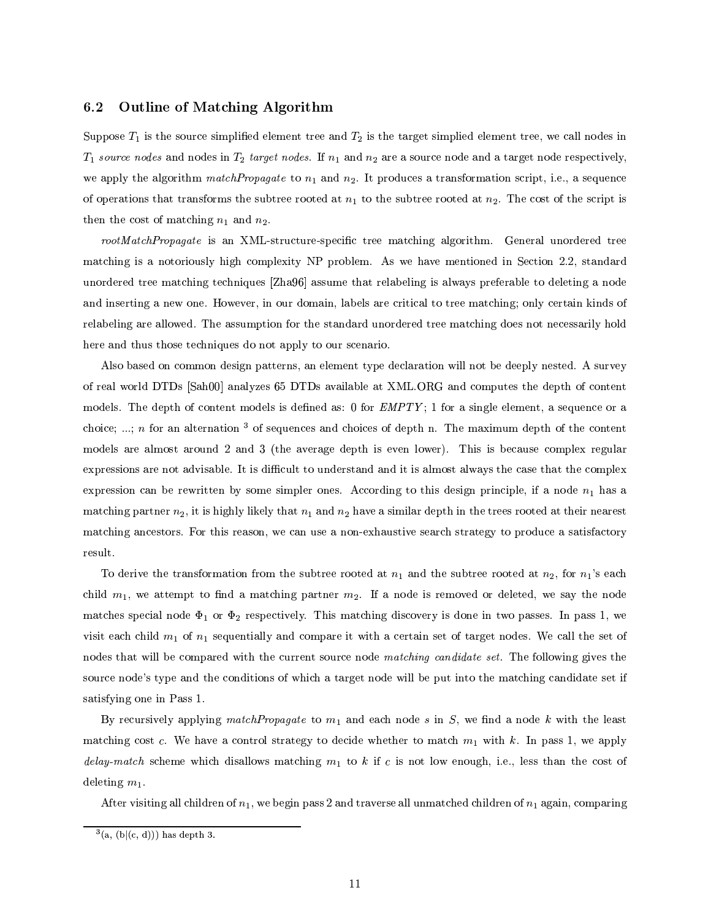## 6.2 Outline of Matching Algorithm

Suppose $T_1$ is the source simplified element tree and $T_2$ is the target simplied element tree, we call nodes in $T_1$ *source nodes* and nodes in $T_2$ *target nodes*. If $n_1$ and $n_2$ are a source node and a target node respectively, we apply the algorithm *matchPropagate* to $n_1$ and $n_2$. It produces a transformation script, i.e., a sequence of operations that transforms the subtree rooted at $n_1$ to the subtree rooted at $n_2$. The cost of the script is then the cost of matching $n_1$ and $n_2$.

*rootMatchPropagate* is an XML-structure-specific tree matching algorithm. General unordered tree matching is a notoriously high complexity NP problem. As we have mentioned in Section 2.2, standard unordered tree matching techniques [Zha96] assume that relabeling is always preferable to deleting a node and inserting a new one. However, in our domain, labels are critical to tree matching; only certain kinds of relabeling are allowed. The assumption for the standard unordered tree matching does not necessarily hold here and thus those techniques do not apply to our scenario.

Also based on common design patterns, an element type declaration will not be deeply nested. A survey of real world DTDs [Sah00] analyzes 65 DTDs available at XML.ORG and computes the depth of content models. The depth of content models is defined as: 0 for *EMPTY*; 1 for a single element, a sequence or a choice; ...; *n* for an alternation [3] of sequences and choices of depth n. The maximum depth of the content models are almost around 2 and 3 (the average depth is even lower). This is because complex regular expressions are not advisable. It is difficult to understand and it is almost always the case that the complex expression can be rewritten by some simpler ones. According to this design principle, if a node $n_1$ has a matching partner $n_2$, it is highly likely that $n_1$ and $n_2$ have a similar depth in the trees rooted at their nearest matching ancestors. For this reason, we can use a non-exhaustive search strategy to produce a satisfactory result.

To derive the transformation from the subtree rooted at $n_1$ and the subtree rooted at $n_2$, for $n_1$'s each child $m_1$, we attempt to find a matching partner $m_2$. If a node is removed or deleted, we say the node matches special node $\Phi_1$ or $\Phi_2$ respectively. This matching discovery is done in two passes. In pass 1, we visit each child $m_1$ of $n_1$ sequentially and compare it with a certain set of target nodes. We call the set of nodes that will be compared with the current source node *matching candidate set*. The following gives the source node's type and the conditions of which a target node will be put into the matching candidate set if satisfying one in Pass 1.

By recursively applying *matchPropagate* to $m_1$ and each node $s$ in $S$, we find a node $k$ with the least matching cost $c$. We have a control strategy to decide whether to match $m_1$ with $k$. In pass 1, we apply *delay-match* scheme which disallows matching $m_1$ to $k$ if $c$ is not low enough, i.e., less than the cost of deleting $m_1$.

After visiting all children of $n_1$, we begin pass 2 and traverse all unmatched children of $n_1$ again, comparing

[3] (a, (b|(c, d))) has depth 3.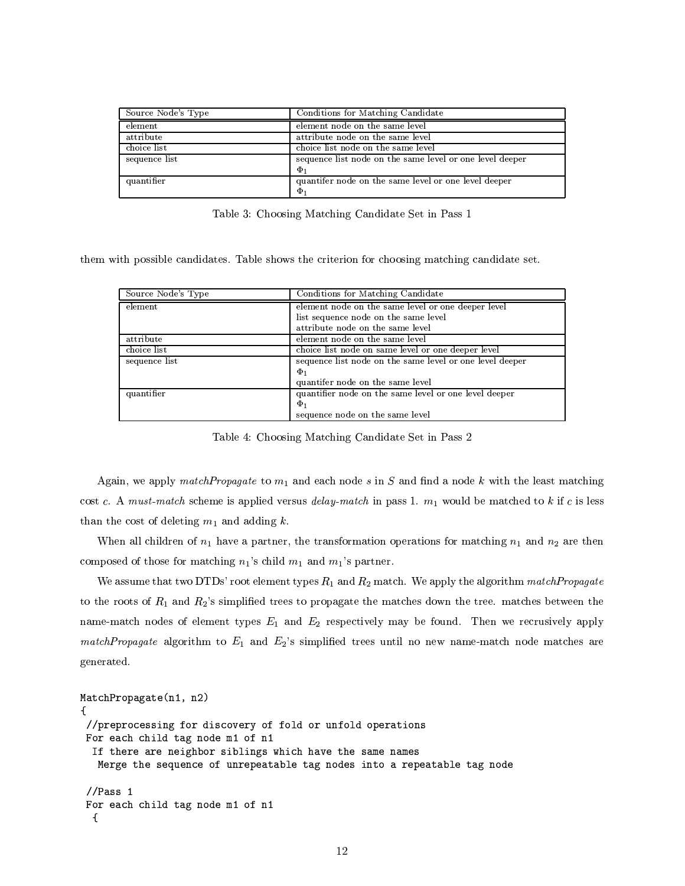| Source Node's Type | Conditions for Matching Candidate |
|---|---|
| element | element node on the same level |
| attribute | attribute node on the same level |
| choice list | choice list node on the same level |
| sequence list | sequence list node on the same level or one level deeper<br>$\Phi_1$ |
| quantifier | quantifer node on the same level or one level deeper<br>$\Phi_1$ |

Table 3: Choosing Matching Candidate Set in Pass 1

them with possible candidates. Table shows the criterion for choosing matching candidate set.

| Source Node's Type | Conditions for Matching Candidate |
|---|---|
| element | element node on the same level or one deeper level<br>list sequence node on the same level<br>attribute node on the same level |
| attribute | element node on the same level |
| choice list | choice list node on same level or one deeper level |
| sequence list | sequence list node on the same level or one level deeper<br>$\Phi_1$<br>quantifer node on the same level |
| quantifier | quantifier node on the same level or one level deeper<br>$\Phi_1$<br>sequence node on the same level |

Table 4: Choosing Matching Candidate Set in Pass 2

Again, we apply *matchPropagate* to $m_1$ and each node $s$ in $S$ and find a node $k$ with the least matching cost $c$. A *must-match* scheme is applied versus *delay-match* in pass 1. $m_1$ would be matched to $k$ if $c$ is less than the cost of deleting $m_1$ and adding $k$.

When all children of $n_1$ have a partner, the transformation operations for matching $n_1$ and $n_2$ are then composed of those for matching $n_1$'s child $m_1$ and $m_1$'s partner.

We assume that two DTDs' root element types $R_1$ and $R_2$ match. We apply the algorithm *matchPropagate* to the roots of $R_1$ and $R_2$'s simplified trees to propagate the matches down the tree. matches between the name-match nodes of element types $E_1$ and $E_2$ respectively may be found. Then we recrusively apply *matchPropagate* algorithm to $E_1$ and $E_2$'s simplified trees until no new name-match node matches are generated.

```
MatchPropagate(n1, n2)
{
 //preprocessing for discovery of fold or unfold operations
 For each child tag node m1 of n1
  If there are neighbor siblings which have the same names
   Merge the sequence of unrepeatable tag nodes into a repeatable tag node

 //Pass 1
 For each child tag node m1 of n1
  {
```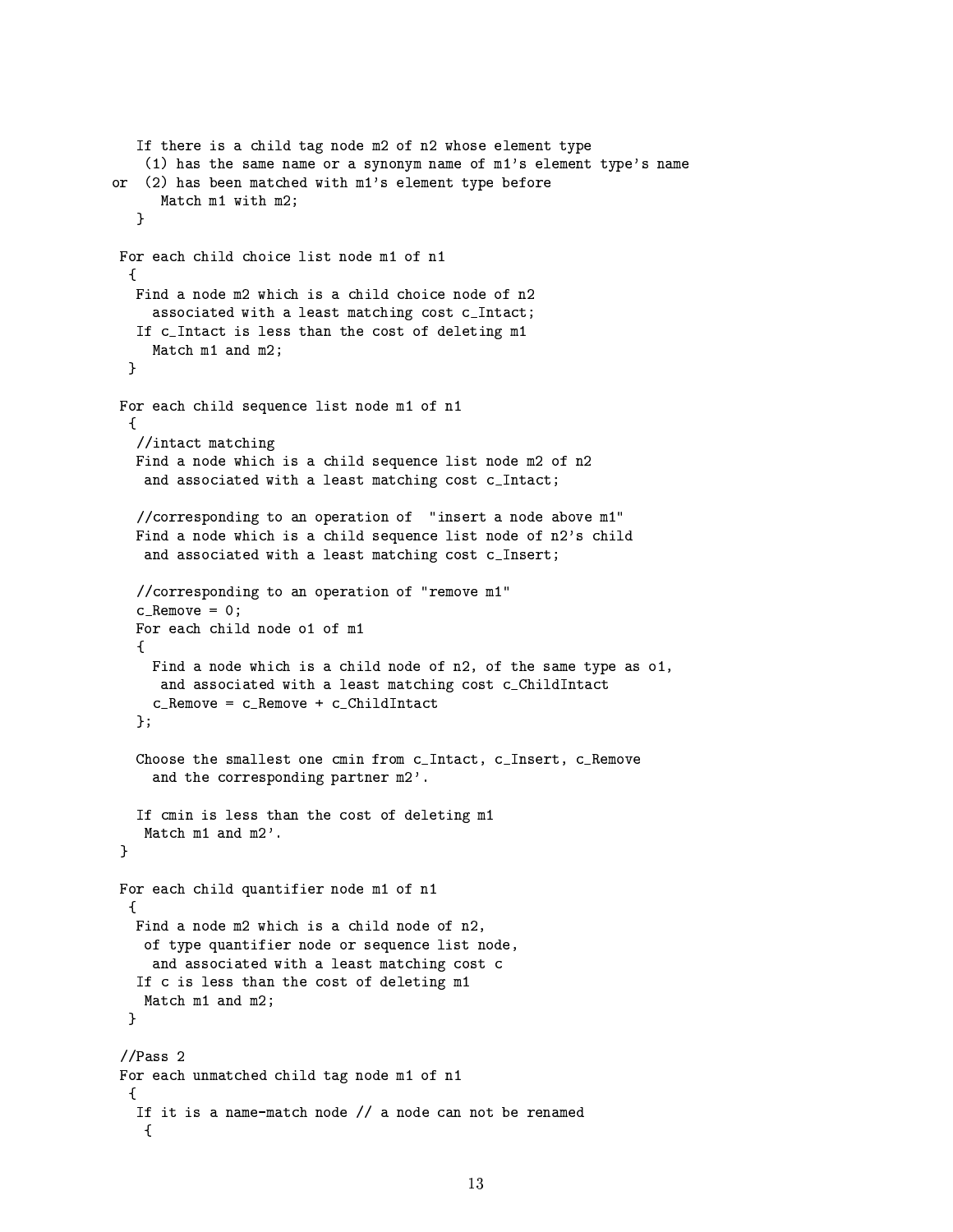```
   If there is a child tag node m2 of n2 whose element type
    (1) has the same name or a synonym name of m1's element type's name
or  (2) has been matched with m1's element type before
      Match m1 with m2;
   }

 For each child choice list node m1 of n1
  {
   Find a node m2 which is a child choice node of n2
     associated with a least matching cost c_Intact;
   If c_Intact is less than the cost of deleting m1
     Match m1 and m2;
  }

 For each child sequence list node m1 of n1
  {
   //intact matching
   Find a node which is a child sequence list node m2 of n2
    and associated with a least matching cost c_Intact;

   //corresponding to an operation of  "insert a node above m1"
   Find a node which is a child sequence list node of n2's child
    and associated with a least matching cost c_Insert;

   //corresponding to an operation of "remove m1"
   c_Remove = 0;
   For each child node o1 of m1
   {
     Find a node which is a child node of n2, of the same type as o1,
      and associated with a least matching cost c_ChildIntact
     c_Remove = c_Remove + c_ChildIntact
   };

   Choose the smallest one cmin from c_Intact, c_Insert, c_Remove
     and the corresponding partner m2'.

   If cmin is less than the cost of deleting m1
    Match m1 and m2'.
 }

 For each child quantifier node m1 of n1
  {
   Find a node m2 which is a child node of n2,
    of type quantifier node or sequence list node,
     and associated with a least matching cost c
   If c is less than the cost of deleting m1
    Match m1 and m2;
  }

 //Pass 2
 For each unmatched child tag node m1 of n1
  {
   If it is a name-match node // a node can not be renamed
    {
```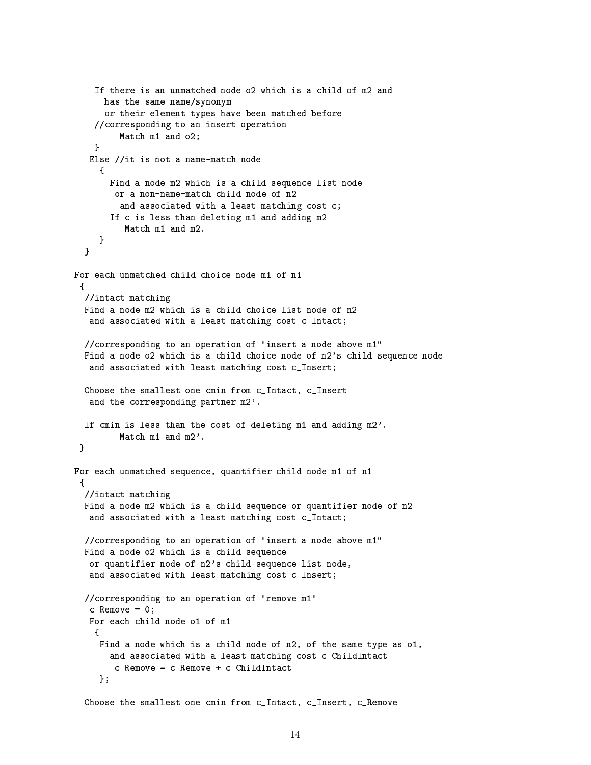```
    If there is an unmatched node o2 which is a child of m2 and
      has the same name/synonym
      or their element types have been matched before
    //corresponding to an insert operation
         Match m1 and o2;
    }
   Else //it is not a name-match node
     {
       Find a node m2 which is a child sequence list node
        or a non-name-match child node of n2
         and associated with a least matching cost c;
       If c is less than deleting m1 and adding m2
          Match m1 and m2.
     }
  }

For each unmatched child choice node m1 of n1
 {
  //intact matching
  Find a node m2 which is a child choice list node of n2
   and associated with a least matching cost c_Intact;

  //corresponding to an operation of "insert a node above m1"
  Find a node o2 which is a child choice node of n2's child sequence node
   and associated with least matching cost c_Insert;

  Choose the smallest one cmin from c_Intact, c_Insert
   and the corresponding partner m2'.

  If cmin is less than the cost of deleting m1 and adding m2'.
         Match m1 and m2'.
 }

For each unmatched sequence, quantifier child node m1 of n1
 {
  //intact matching
  Find a node m2 which is a child sequence or quantifier node of n2
   and associated with a least matching cost c_Intact;

  //corresponding to an operation of "insert a node above m1"
  Find a node o2 which is a child sequence
   or quantifier node of n2's child sequence list node,
   and associated with least matching cost c_Insert;

  //corresponding to an operation of "remove m1"
   c_Remove = 0;
   For each child node o1 of m1
    {
     Find a node which is a child node of n2, of the same type as o1,
       and associated with a least matching cost c_ChildIntact
        c_Remove = c_Remove + c_ChildIntact
    };

  Choose the smallest one cmin from c_Intact, c_Insert, c_Remove
```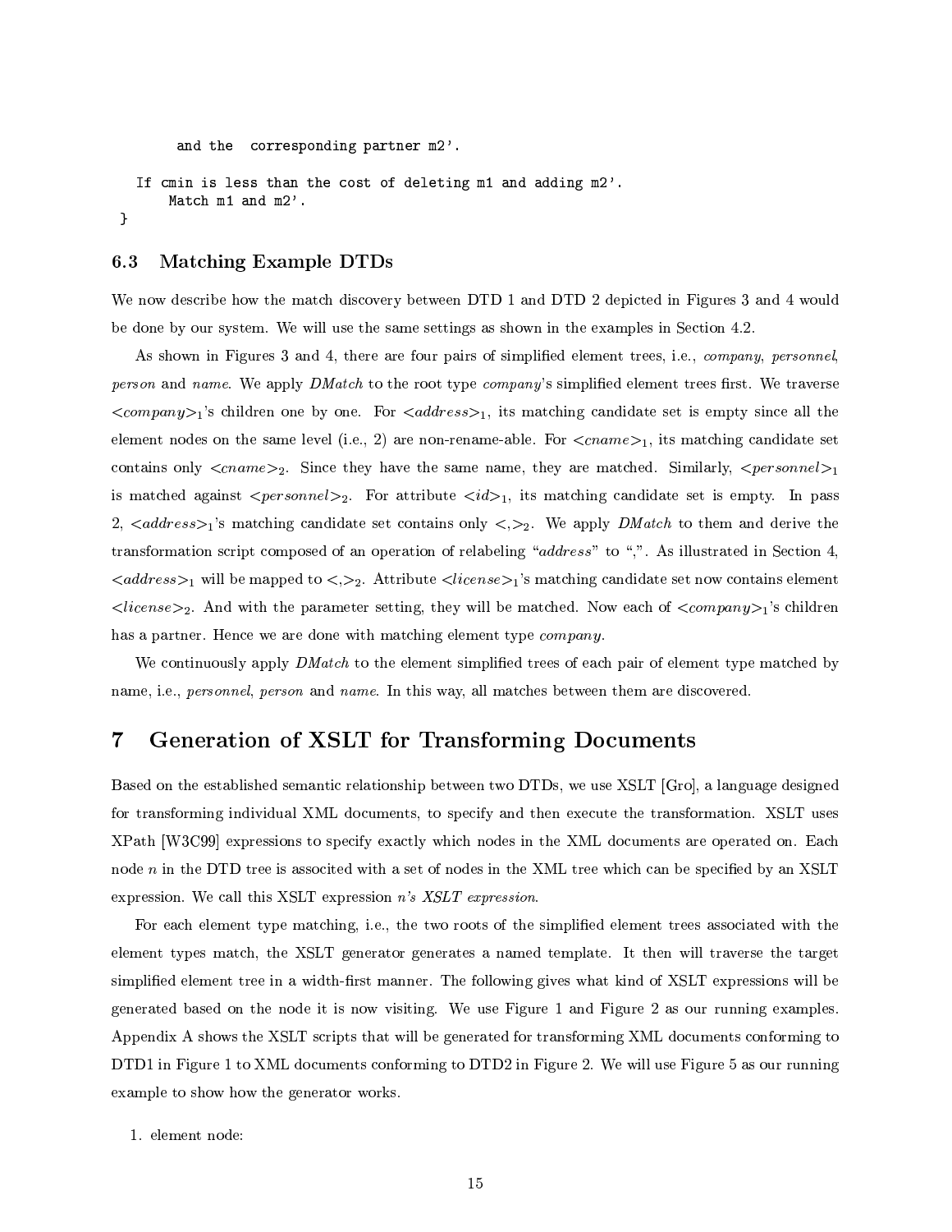```
        and the  corresponding partner m2'.

    If cmin is less than the cost of deleting m1 and adding m2'.
        Match m1 and m2'.
}
```

### 6.3 Matching Example DTDs

We now describe how the match discovery between DTD 1 and DTD 2 depicted in Figures 3 and 4 would be done by our system. We will use the same settings as shown in the examples in Section 4.2.

As shown in Figures 3 and 4, there are four pairs of simplified element trees, i.e., *company*, *personnel*, *person* and *name*. We apply *DMatch* to the root type *company*'s simplified element trees first. We traverse $<company>_1$'s children one by one. For $<address>_1$, its matching candidate set is empty since all the element nodes on the same level (i.e., 2) are non-rename-able. For $<cname>_1$, its matching candidate set contains only $<cname>_2$. Since they have the same name, they are matched. Similarly, $<personnel>_1$ is matched against $<personnel>_2$. For attribute $<id>_1$, its matching candidate set is empty. In pass 2, $<address>_1$'s matching candidate set contains only $<,>_2$. We apply *DMatch* to them and derive the transformation script composed of an operation of relabeling "*address*" to ",". As illustrated in Section 4, $<address>_1$ will be mapped to $<,>_2$. Attribute $<license>_1$'s matching candidate set now contains element $<license>_2$. And with the parameter setting, they will be matched. Now each of $<company>_1$'s children has a partner. Hence we are done with matching element type *company*.

We continuously apply *DMatch* to the element simplified trees of each pair of element type matched by name, i.e., *personnel*, *person* and *name*. In this way, all matches between them are discovered.

## 7 Generation of XSLT for Transforming Documents

Based on the established semantic relationship between two DTDs, we use XSLT [Gro], a language designed for transforming individual XML documents, to specify and then execute the transformation. XSLT uses XPath [W3C99] expressions to specify exactly which nodes in the XML documents are operated on. Each node $n$ in the DTD tree is associted with a set of nodes in the XML tree which can be specified by an XSLT expression. We call this XSLT expression *n's XSLT expression*.

For each element type matching, i.e., the two roots of the simplified element trees associated with the element types match, the XSLT generator generates a named template. It then will traverse the target simplified element tree in a width-first manner. The following gives what kind of XSLT expressions will be generated based on the node it is now visiting. We use Figure 1 and Figure 2 as our running examples. Appendix A shows the XSLT scripts that will be generated for transforming XML documents conforming to DTD1 in Figure 1 to XML documents conforming to DTD2 in Figure 2. We will use Figure 5 as our running example to show how the generator works.

1. element node: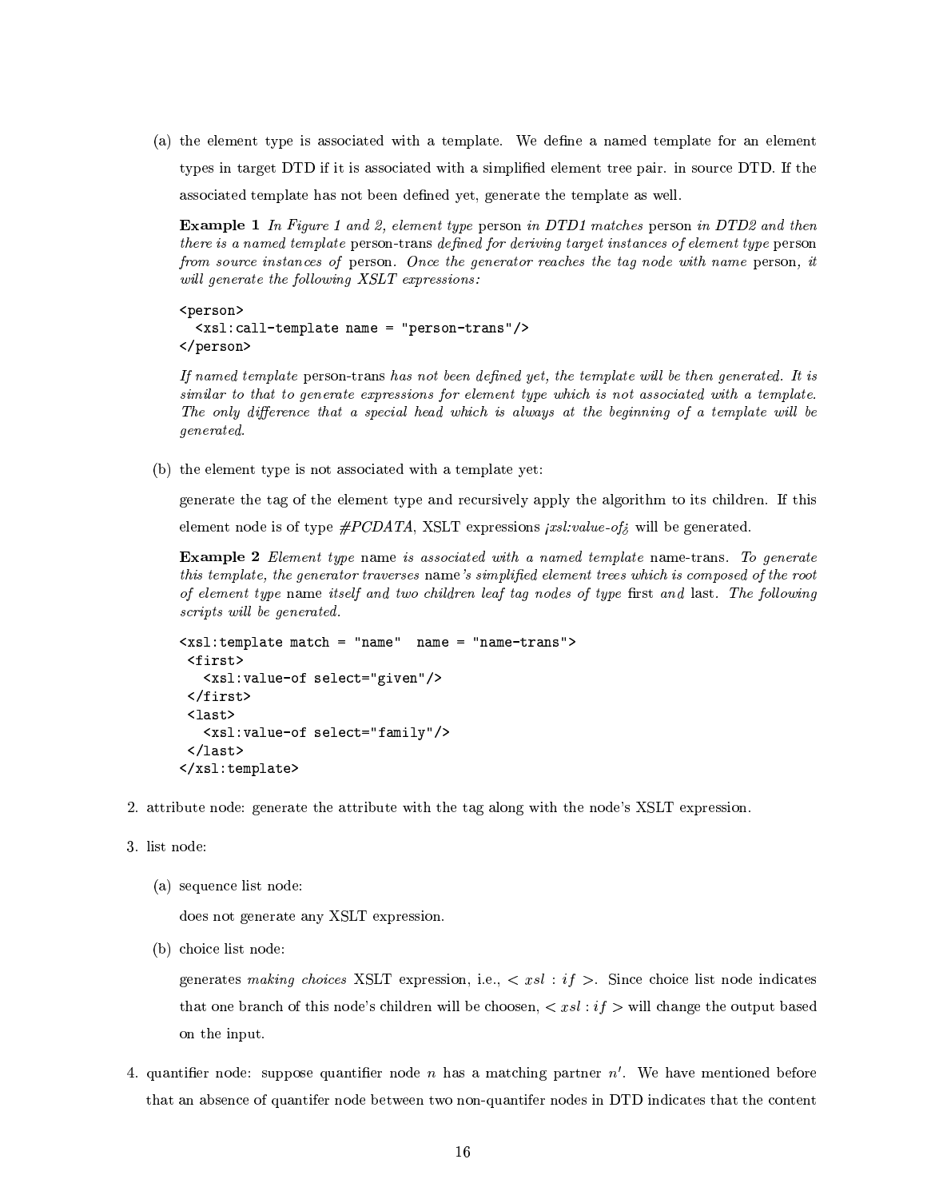(a) the element type is associated with a template. We define a named template for an element types in target DTD if it is associated with a simplified element tree pair. in source DTD. If the associated template has not been defined yet, generate the template as well.

**Example 1** *In Figure 1 and 2, element type* person *in DTD1 matches* person *in DTD2 and then there is a named template* person-trans *defined for deriving target instances of element type* person *from source instances of* person*. Once the generator reaches the tag node with name* person*, it will generate the following XSLT expressions:*

```
<person>
  <xsl:call-template name = "person-trans"/>
</person>
```

*If named template* person-trans *has not been defined yet, the template will be then generated. It is similar to that to generate expressions for element type which is not associated with a template. The only difference that a special head which is always at the beginning of a template will be generated.*

(b) the element type is not associated with a template yet:

generate the tag of the element type and recursively apply the algorithm to its children. If this element node is of type *#PCDATA*, XSLT expressions *¡xsl:value-of¿* will be generated.

**Example 2** *Element type* name *is associated with a named template* name-trans*. To generate this template, the generator traverses* name*'s simplified element trees which is composed of the root of element type* name *itself and two children leaf tag nodes of type* first *and* last*. The following scripts will be generated.*

```
<xsl:template match = "name"  name = "name-trans">
 <first>
   <xsl:value-of select="given"/>
 </first>
 <last>
   <xsl:value-of select="family"/>
 </last>
</xsl:template>
```

2. attribute node: generate the attribute with the tag along with the node's XSLT expression.

3. list node:

   (a) sequence list node:

   does not generate any XSLT expression.

   (b) choice list node:

   generates *making choices* XSLT expression, i.e., $< xsl : if >$. Since choice list node indicates that one branch of this node's children will be choosen, $< xsl : if >$ will change the output based on the input.

4. quantifier node: suppose quantifier node $n$ has a matching partner $n'$. We have mentioned before that an absence of quantifer node between two non-quantifer nodes in DTD indicates that the content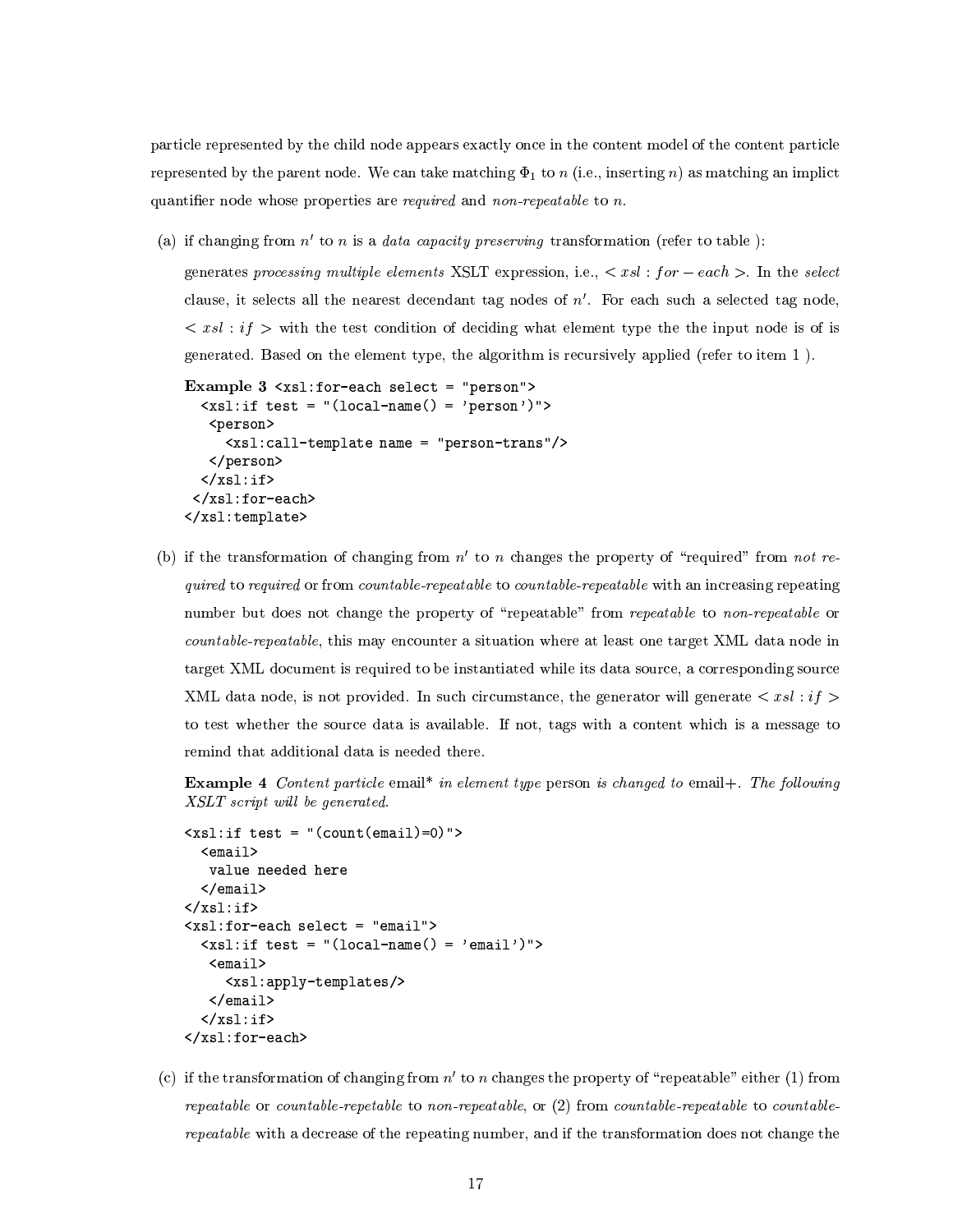particle represented by the child node appears exactly once in the content model of the content particle represented by the parent node. We can take matching $\Phi_1$ to $n$ (i.e., inserting $n$) as matching an implict quantifier node whose properties are *required* and *non-repeatable* to $n$.

(a) if changing from $n'$ to $n$ is a *data capacity preserving* transformation (refer to table ):

generates *processing multiple elements* XSLT expression, i.e., $< xsl : for-each >$. In the *select* clause, it selects all the nearest decendant tag nodes of $n'$. For each such a selected tag node, $< xsl : if >$ with the test condition of deciding what element type the the input node is of is generated. Based on the element type, the algorithm is recursively applied (refer to item 1 ).

**Example 3**
```
<xsl:for-each select = "person">
  <xsl:if test = "(local-name() = 'person')">
   <person>
     <xsl:call-template name = "person-trans"/>
   </person>
  </xsl:if>
 </xsl:for-each>
</xsl:template>
```

(b) if the transformation of changing from $n'$ to $n$ changes the property of "required" from *not required* to *required* or from *countable-repeatable* to *countable-repeatable* with an increasing repeating number but does not change the property of "repeatable" from *repeatable* to *non-repeatable* or *countable-repeatable*, this may encounter a situation where at least one target XML data node in target XML document is required to be instantiated while its data source, a corresponding source XML data node, is not provided. In such circumstance, the generator will generate $< xsl : if >$ to test whether the source data is available. If not, tags with a content which is a message to remind that additional data is needed there.

**Example 4** *Content particle* email\* *in element type* person *is changed to* email+. *The following XSLT script will be generated.*

```
<xsl:if test = "(count(email)=0)">
  <email>
   value needed here
  </email>
</xsl:if>
<xsl:for-each select = "email">
  <xsl:if test = "(local-name() = 'email')">
   <email>
     <xsl:apply-templates/>
   </email>
  </xsl:if>
</xsl:for-each>
```

(c) if the transformation of changing from $n'$ to $n$ changes the property of "repeatable" either (1) from *repeatable* or *countable-repetable* to *non-repeatable*, or (2) from *countable-repeatable* to *countable-repeatable* with a decrease of the repeating number, and if the transformation does not change the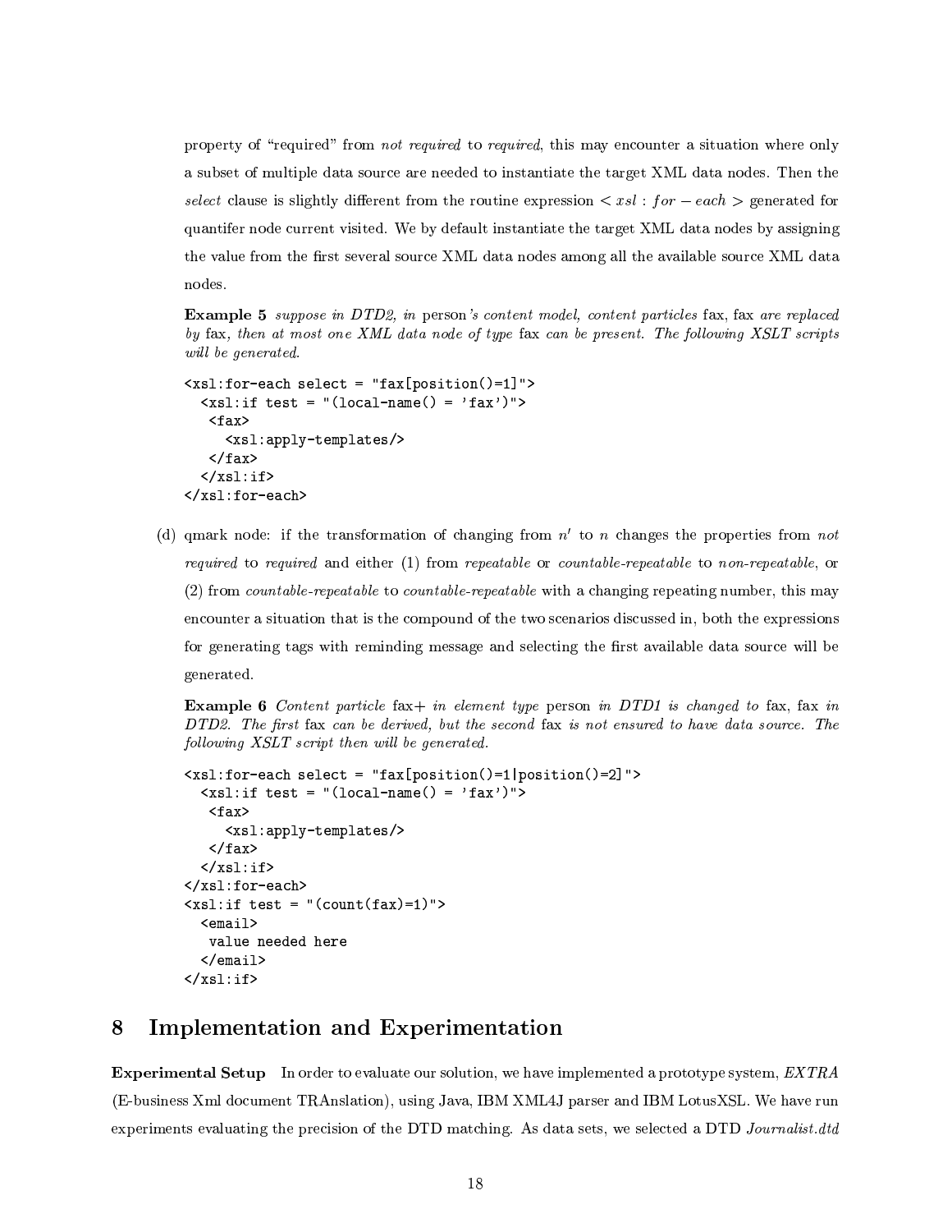property of "required" from *not required* to *required*, this may encounter a situation where only a subset of multiple data source are needed to instantiate the target XML data nodes. Then the *select* clause is slightly different from the routine expression $< xsl : for - each >$ generated for quantifer node current visited. We by default instantiate the target XML data nodes by assigning the value from the first several source XML data nodes among all the available source XML data nodes.

**Example 5** *suppose in DTD2, in* person*'s content model, content particles* fax, fax *are replaced by* fax*, then at most one XML data node of type* fax *can be present. The following XSLT scripts will be generated.*

```
<xsl:for-each select = "fax[position()=1]">
  <xsl:if test = "(local-name() = 'fax')">
   <fax>
     <xsl:apply-templates/>
   </fax>
  </xsl:if>
</xsl:for-each>
```

(d) qmark node: if the transformation of changing from $n'$ to $n$ changes the properties from *not required* to *required* and either (1) from *repeatable* or *countable-repeatable* to *non-repeatable*, or (2) from *countable-repeatable* to *countable-repeatable* with a changing repeating number, this may encounter a situation that is the compound of the two scenarios discussed in, both the expressions for generating tags with reminding message and selecting the first available data source will be generated.

**Example 6** *Content particle* fax+ *in element type* person *in DTD1 is changed to* fax, fax *in DTD2. The first* fax *can be derived, but the second* fax *is not ensured to have data source. The following XSLT script then will be generated.*

```
<xsl:for-each select = "fax[position()=1|position()=2]">
  <xsl:if test = "(local-name() = 'fax')">
   <fax>
     <xsl:apply-templates/>
   </fax>
  </xsl:if>
</xsl:for-each>
<xsl:if test = "(count(fax)=1)">
  <email>
   value needed here
  </email>
</xsl:if>
```

# 8 Implementation and Experimentation

**Experimental Setup** In order to evaluate our solution, we have implemented a prototype system, *EXTRA* (E-business Xml document TRAnslation), using Java, IBM XML4J parser and IBM LotusXSL. We have run experiments evaluating the precision of the DTD matching. As data sets, we selected a DTD *Journalist.dtd*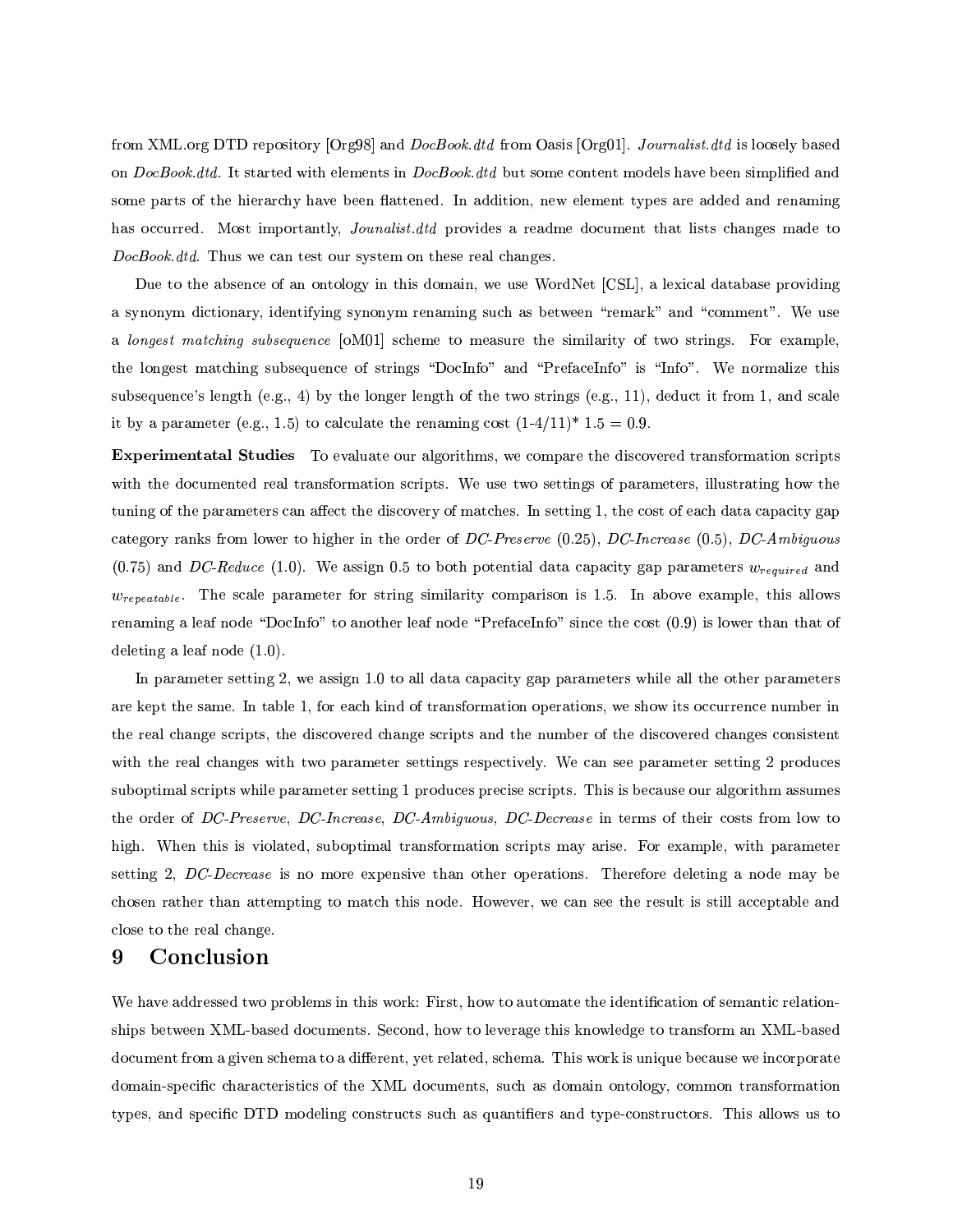from XML.org DTD repository [Org98] and *DocBook.dtd* from Oasis [Org01]. *Journalist.dtd* is loosely based on *DocBook.dtd*. It started with elements in *DocBook.dtd* but some content models have been simplified and some parts of the hierarchy have been flattened. In addition, new element types are added and renaming has occurred. Most importantly, *Jounalist.dtd* provides a readme document that lists changes made to *DocBook.dtd*. Thus we can test our system on these real changes.

Due to the absence of an ontology in this domain, we use WordNet [CSL], a lexical database providing a synonym dictionary, identifying synonym renaming such as between "remark" and "comment". We use a *longest matching subsequence* [oM01] scheme to measure the similarity of two strings. For example, the longest matching subsequence of strings "DocInfo" and "PrefaceInfo" is "Info". We normalize this subsequence's length (e.g., 4) by the longer length of the two strings (e.g., 11), deduct it from 1, and scale it by a parameter (e.g., 1.5) to calculate the renaming cost (1-4/11)* 1.5 = 0.9.

**Experimentatal Studies** To evaluate our algorithms, we compare the discovered transformation scripts with the documented real transformation scripts. We use two settings of parameters, illustrating how the tuning of the parameters can affect the discovery of matches. In setting 1, the cost of each data capacity gap category ranks from lower to higher in the order of *DC-Preserve* (0.25), *DC-Increase* (0.5), *DC-Ambiguous* (0.75) and *DC-Reduce* (1.0). We assign 0.5 to both potential data capacity gap parameters $w_{required}$ and $w_{repeatable}$. The scale parameter for string similarity comparison is 1.5. In above example, this allows renaming a leaf node "DocInfo" to another leaf node "PrefaceInfo" since the cost (0.9) is lower than that of deleting a leaf node (1.0).

In parameter setting 2, we assign 1.0 to all data capacity gap parameters while all the other parameters are kept the same. In table 1, for each kind of transformation operations, we show its occurrence number in the real change scripts, the discovered change scripts and the number of the discovered changes consistent with the real changes with two parameter settings respectively. We can see parameter setting 2 produces suboptimal scripts while parameter setting 1 produces precise scripts. This is because our algorithm assumes the order of *DC-Preserve*, *DC-Increase*, *DC-Ambiguous*, *DC-Decrease* in terms of their costs from low to high. When this is violated, suboptimal transformation scripts may arise. For example, with parameter setting 2, *DC-Decrease* is no more expensive than other operations. Therefore deleting a node may be chosen rather than attempting to match this node. However, we can see the result is still acceptable and close to the real change.

# 9 Conclusion

We have addressed two problems in this work: First, how to automate the identification of semantic relationships between XML-based documents. Second, how to leverage this knowledge to transform an XML-based document from a given schema to a different, yet related, schema. This work is unique because we incorporate domain-specific characteristics of the XML documents, such as domain ontology, common transformation types, and specific DTD modeling constructs such as quantifiers and type-constructors. This allows us to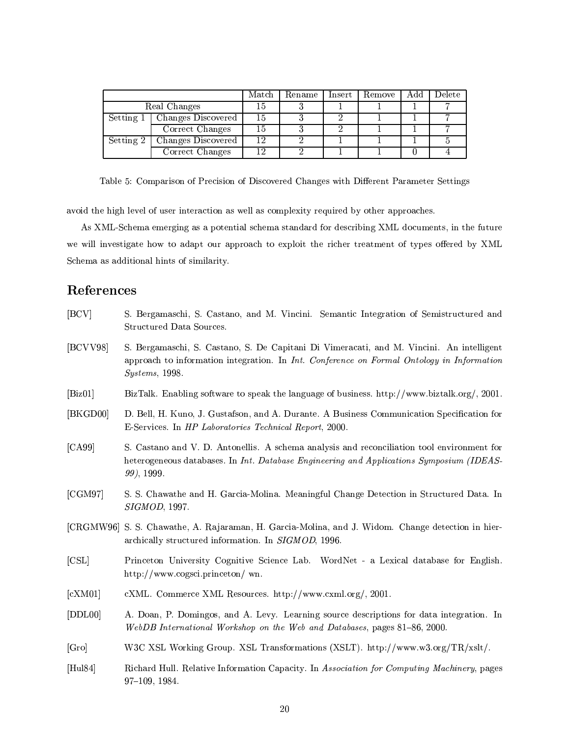| | | Match | Rename | Insert | Remove | Add | Delete |
|---|---|---|---|---|---|---|---|
| Real Changes | | 15 | 3 | 1 | 1 | 1 | 7 |
| Setting 1 | Changes Discovered | 15 | 3 | 2 | 1 | 1 | 7 |
| | Correct Changes | 15 | 3 | 2 | 1 | 1 | 7 |
| Setting 2 | Changes Discovered | 12 | 2 | 1 | 1 | 1 | 5 |
| | Correct Changes | 12 | 2 | 1 | 1 | 0 | 4 |

Table 5: Comparison of Precision of Discovered Changes with Different Parameter Settings

avoid the high level of user interaction as well as complexity required by other approaches.

As XML-Schema emerging as a potential schema standard for describing XML documents, in the future we will investigate how to adapt our approach to exploit the richer treatment of types offered by XML Schema as additional hints of similarity.

## References

[BCV] S. Bergamaschi, S. Castano, and M. Vincini. Semantic Integration of Semistructured and Structured Data Sources.

[BCVV98] S. Bergamaschi, S. Castano, S. De Capitani Di Vimeracati, and M. Vincini. An intelligent approach to information integration. In *Int. Conference on Formal Ontology in Information Systems*, 1998.

[Biz01] BizTalk. Enabling software to speak the language of business. http://www.biztalk.org/, 2001.

[BKGD00] D. Bell, H. Kuno, J. Gustafson, and A. Durante. A Business Communication Specification for E-Services. In *HP Laboratories Technical Report*, 2000.

[CA99] S. Castano and V. D. Antonellis. A schema analysis and reconciliation tool environment for heterogeneous databases. In *Int. Database Engineering and Applications Symposium (IDEAS-99)*, 1999.

[CGM97] S. S. Chawathe and H. Garcia-Molina. Meaningful Change Detection in Structured Data. In *SIGMOD*, 1997.

[CRGMW96] S. S. Chawathe, A. Rajaraman, H. Garcia-Molina, and J. Widom. Change detection in hierarchically structured information. In *SIGMOD*, 1996.

[CSL] Princeton University Cognitive Science Lab. WordNet - a Lexical database for English. http://www.cogsci.princeton/ wn.

[cXM01] cXML. Commerce XML Resources. http://www.cxml.org/, 2001.

[DDL00] A. Doan, P. Domingos, and A. Levy. Learning source descriptions for data integration. In *WebDB International Workshop on the Web and Databases*, pages 81–86, 2000.

[Gro] W3C XSL Working Group. XSL Transformations (XSLT). http://www.w3.org/TR/xslt/.

[Hul84] Richard Hull. Relative Information Capacity. In *Association for Computing Machinery*, pages 97–109, 1984.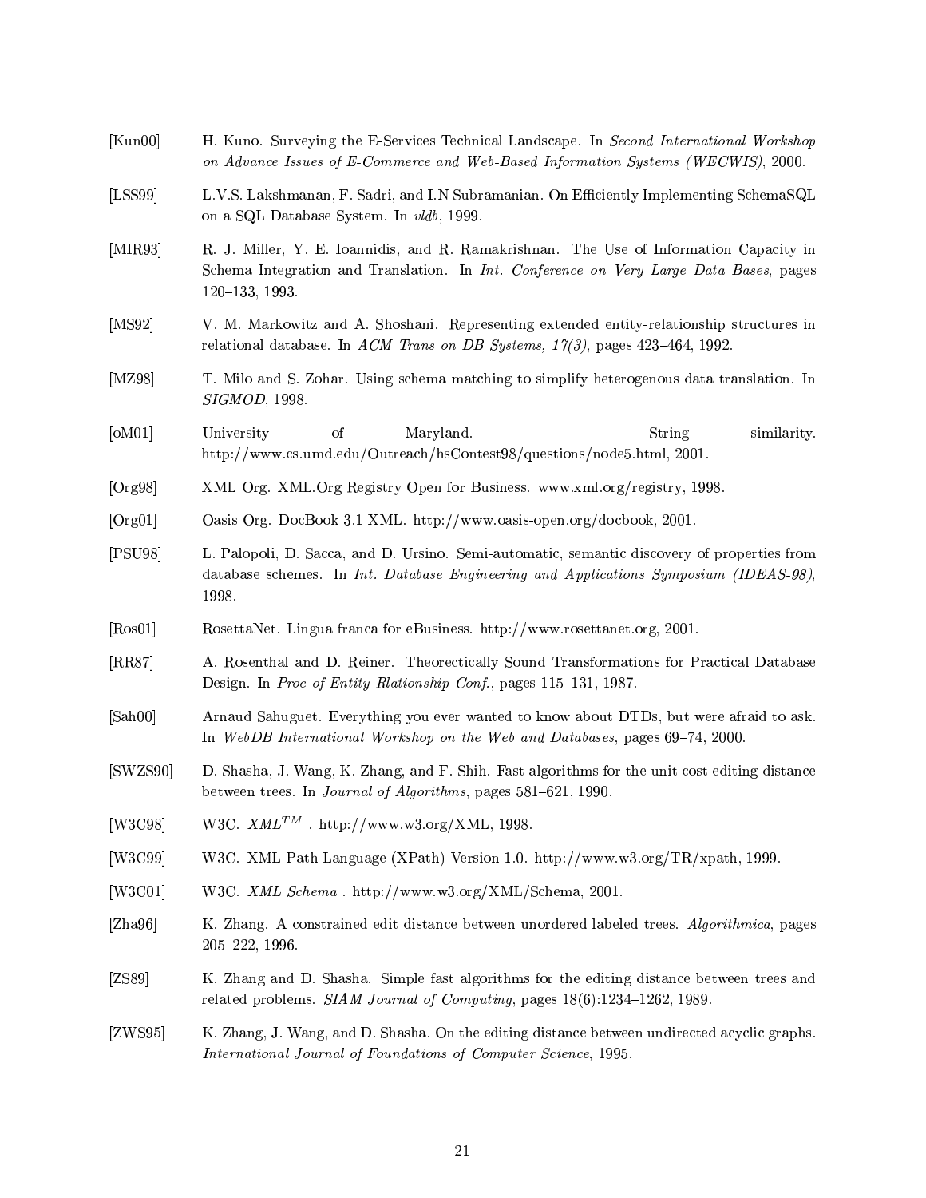[Kun00] H. Kuno. Surveying the E-Services Technical Landscape. In *Second International Workshop on Advance Issues of E-Commerce and Web-Based Information Systems (WECWIS)*, 2000.

[LSS99] L.V.S. Lakshmanan, F. Sadri, and I.N Subramanian. On Efficiently Implementing SchemaSQL on a SQL Database System. In *vldb*, 1999.

[MIR93] R. J. Miller, Y. E. Ioannidis, and R. Ramakrishnan. The Use of Information Capacity in Schema Integration and Translation. In *Int. Conference on Very Large Data Bases*, pages 120–133, 1993.

[MS92] V. M. Markowitz and A. Shoshani. Representing extended entity-relationship structures in relational database. In *ACM Trans on DB Systems, 17(3)*, pages 423–464, 1992.

[MZ98] T. Milo and S. Zohar. Using schema matching to simplify heterogenous data translation. In *SIGMOD*, 1998.

[oM01] University of Maryland. String similarity. http://www.cs.umd.edu/Outreach/hsContest98/questions/node5.html, 2001.

[Org98] XML Org. XML.Org Registry Open for Business. www.xml.org/registry, 1998.

[Org01] Oasis Org. DocBook 3.1 XML. http://www.oasis-open.org/docbook, 2001.

[PSU98] L. Palopoli, D. Sacca, and D. Ursino. Semi-automatic, semantic discovery of properties from database schemes. In *Int. Database Engineering and Applications Symposium (IDEAS-98)*, 1998.

[Ros01] RosettaNet. Lingua franca for eBusiness. http://www.rosettanet.org, 2001.

[RR87] A. Rosenthal and D. Reiner. Theorectically Sound Transformations for Practical Database Design. In *Proc of Entity Rlationship Conf.*, pages 115–131, 1987.

[Sah00] Arnaud Sahuguet. Everything you ever wanted to know about DTDs, but were afraid to ask. In *WebDB International Workshop on the Web and Databases*, pages 69–74, 2000.

[SWZS90] D. Shasha, J. Wang, K. Zhang, and F. Shih. Fast algorithms for the unit cost editing distance between trees. In *Journal of Algorithms*, pages 581–621, 1990.

[W3C98] W3C. *$XML^{TM}$* . http://www.w3.org/XML, 1998.

[W3C99] W3C. XML Path Language (XPath) Version 1.0. http://www.w3.org/TR/xpath, 1999.

[W3C01] W3C. *XML Schema* . http://www.w3.org/XML/Schema, 2001.

[Zha96] K. Zhang. A constrained edit distance between unordered labeled trees. *Algorithmica*, pages 205–222, 1996.

[ZS89] K. Zhang and D. Shasha. Simple fast algorithms for the editing distance between trees and related problems. *SIAM Journal of Computing*, pages 18(6):1234–1262, 1989.

[ZWS95] K. Zhang, J. Wang, and D. Shasha. On the editing distance between undirected acyclic graphs. *International Journal of Foundations of Computer Science*, 1995.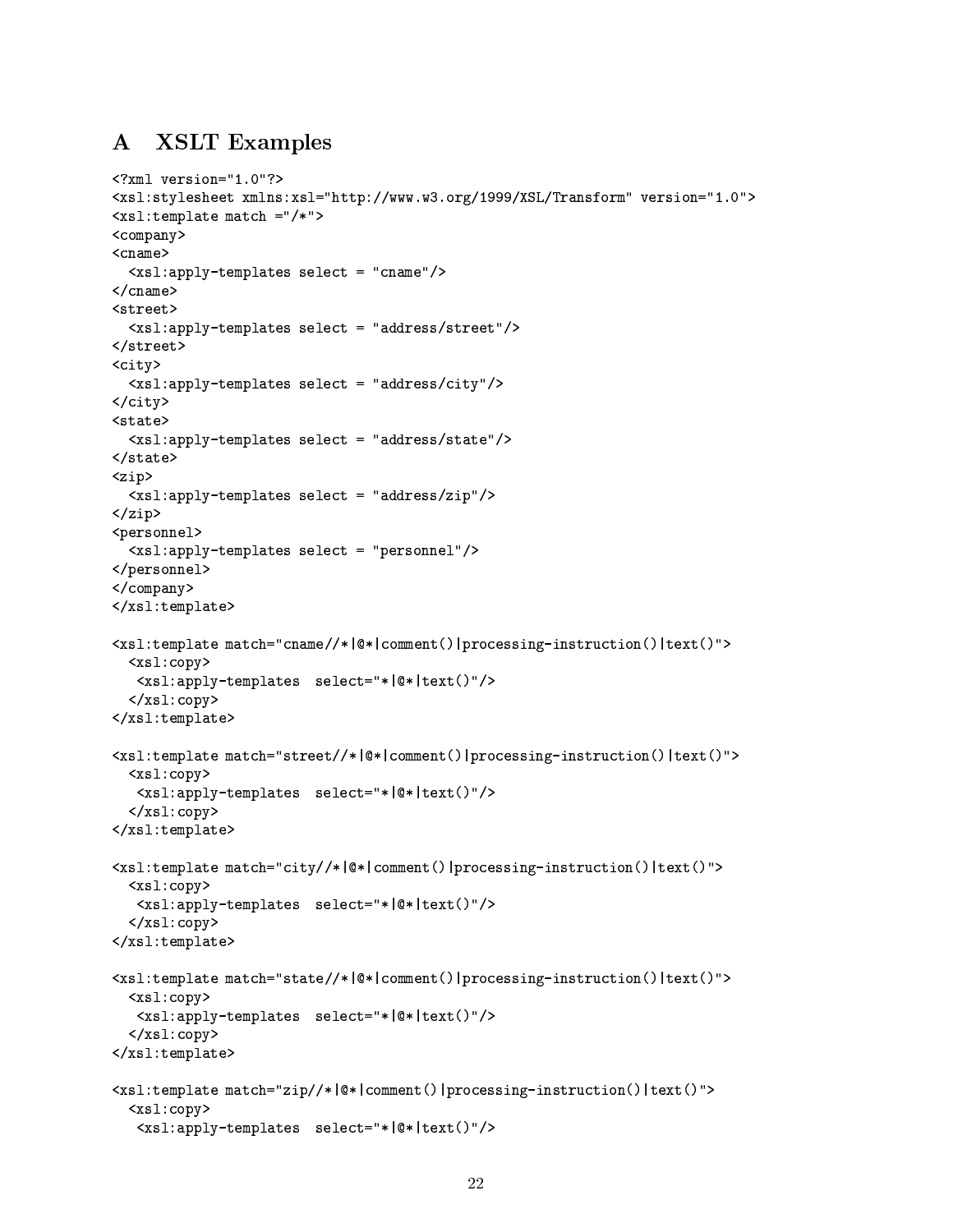# A XSLT Examples

```
<?xml version="1.0"?>
<xsl:stylesheet xmlns:xsl="http://www.w3.org/1999/XSL/Transform" version="1.0">
<xsl:template match ="/*">
<company>
<cname>
  <xsl:apply-templates select = "cname"/>
</cname>
<street>
  <xsl:apply-templates select = "address/street"/>
</street>
<city>
  <xsl:apply-templates select = "address/city"/>
</city>
<state>
  <xsl:apply-templates select = "address/state"/>
</state>
<zip>
  <xsl:apply-templates select = "address/zip"/>
</zip>
<personnel>
  <xsl:apply-templates select = "personnel"/>
</personnel>
</company>
</xsl:template>

<xsl:template match="cname//*|@*|comment()|processing-instruction()|text()">
  <xsl:copy>
   <xsl:apply-templates  select="*|@*|text()"/>
  </xsl:copy>
</xsl:template>

<xsl:template match="street//*|@*|comment()|processing-instruction()|text()">
  <xsl:copy>
   <xsl:apply-templates  select="*|@*|text()"/>
  </xsl:copy>
</xsl:template>

<xsl:template match="city//*|@*|comment()|processing-instruction()|text()">
  <xsl:copy>
   <xsl:apply-templates  select="*|@*|text()"/>
  </xsl:copy>
</xsl:template>

<xsl:template match="state//*|@*|comment()|processing-instruction()|text()">
  <xsl:copy>
   <xsl:apply-templates  select="*|@*|text()"/>
  </xsl:copy>
</xsl:template>

<xsl:template match="zip//*|@*|comment()|processing-instruction()|text()">
  <xsl:copy>
   <xsl:apply-templates  select="*|@*|text()"/>
```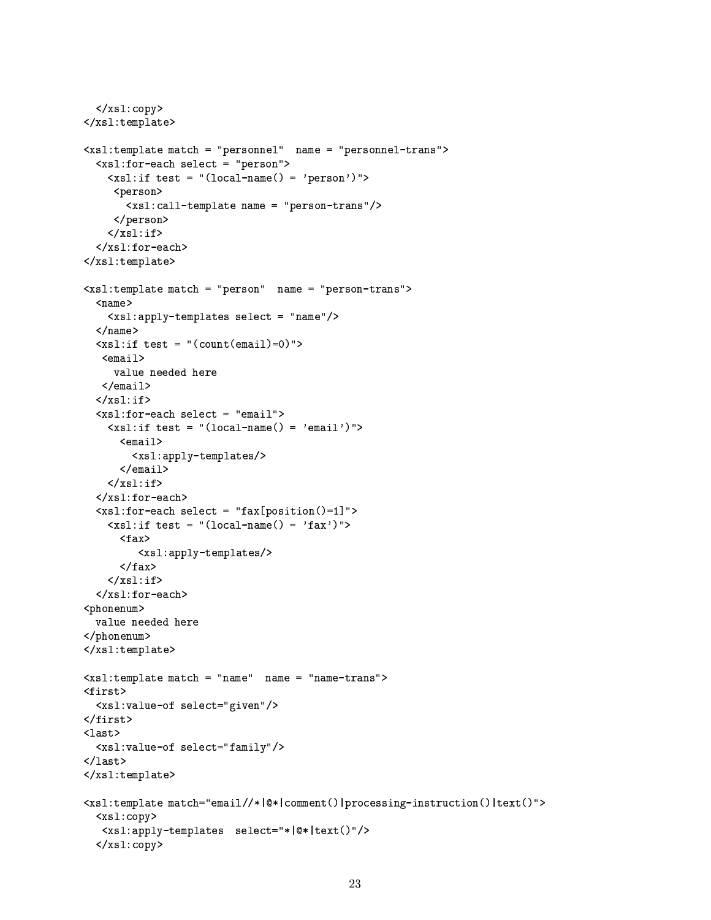```
  </xsl:copy>
</xsl:template>

<xsl:template match = "personnel"  name = "personnel-trans">
  <xsl:for-each select = "person">
    <xsl:if test = "(local-name() = 'person')">
     <person>
       <xsl:call-template name = "person-trans"/>
     </person>
    </xsl:if>
  </xsl:for-each>
</xsl:template>

<xsl:template match = "person"  name = "person-trans">
  <name>
    <xsl:apply-templates select = "name"/>
  </name>
  <xsl:if test = "(count(email)=0)">
   <email>
     value needed here
   </email>
  </xsl:if>
  <xsl:for-each select = "email">
    <xsl:if test = "(local-name() = 'email')">
      <email>
        <xsl:apply-templates/>
      </email>
    </xsl:if>
  </xsl:for-each>
  <xsl:for-each select = "fax[position()=1]">
    <xsl:if test = "(local-name() = 'fax')">
      <fax>
         <xsl:apply-templates/>
      </fax>
    </xsl:if>
  </xsl:for-each>
<phonenum>
  value needed here
</phonenum>
</xsl:template>

<xsl:template match = "name"  name = "name-trans">
<first>
  <xsl:value-of select="given"/>
</first>
<last>
  <xsl:value-of select="family"/>
</last>
</xsl:template>

<xsl:template match="email//*|@*|comment()|processing-instruction()|text()">
  <xsl:copy>
   <xsl:apply-templates  select="*|@*|text()"/>
  </xsl:copy>
```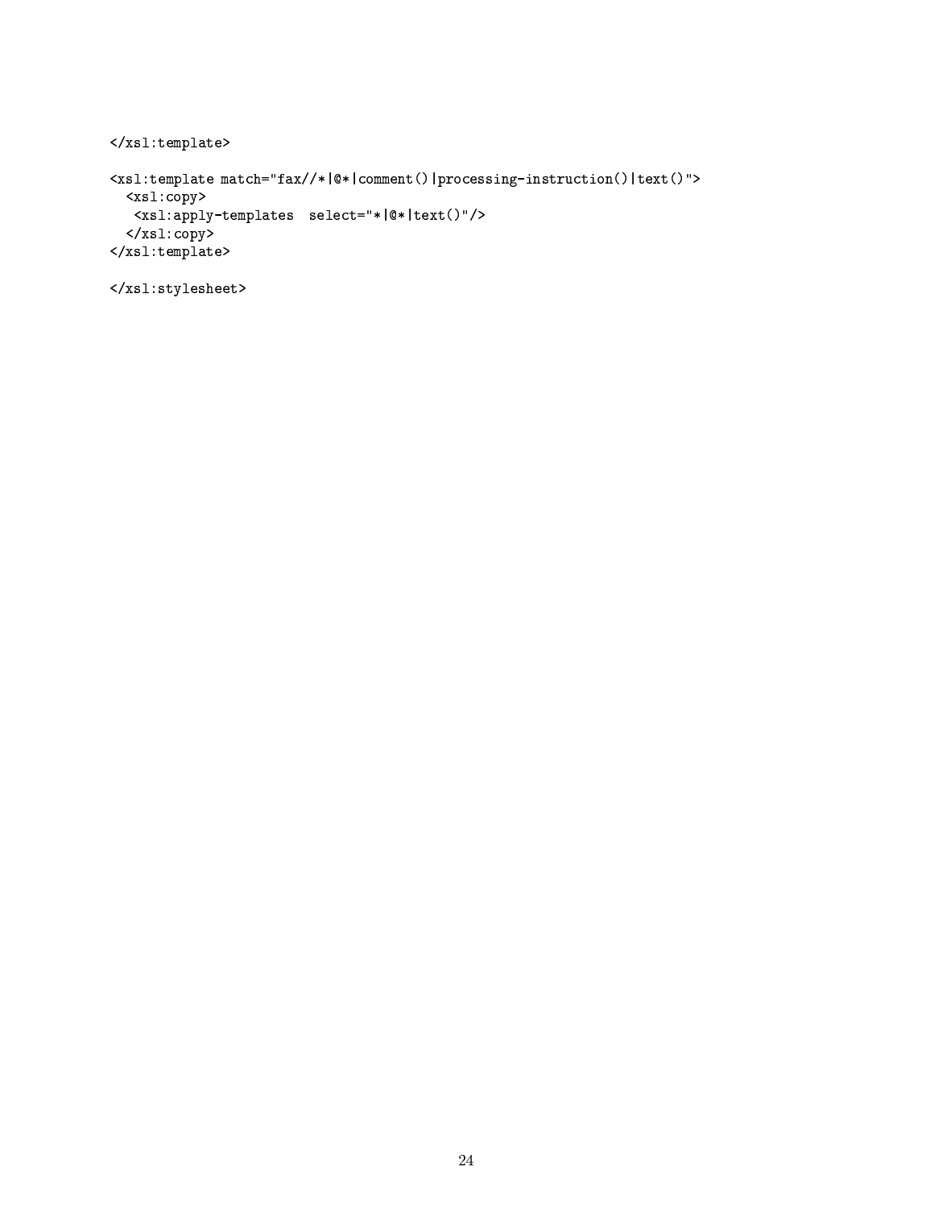```
</xsl:template>

<xsl:template match="fax//*|@*|comment()|processing-instruction()|text()">
  <xsl:copy>
   <xsl:apply-templates  select="*|@*|text()"/>
  </xsl:copy>
</xsl:template>

</xsl:stylesheet>
```